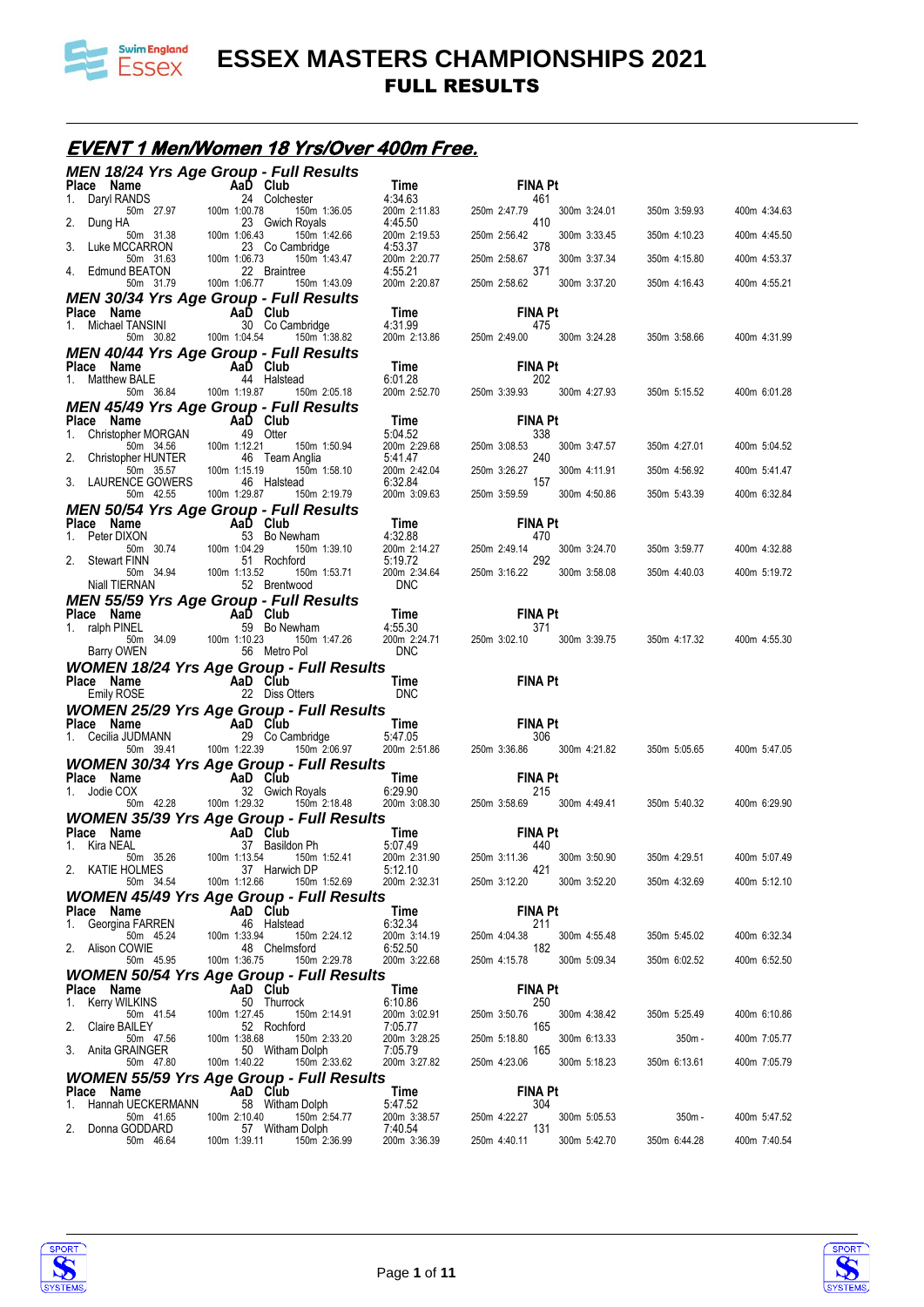# ESSEX MASTERS CHAMPIONSHIPS 2021

## FULL RESULTS

## EVENT 1 Men/Women 18 Yrs/Over 400m Free.

### MEN 18/24 Yrs Age Group - Full Results

| Place | Name | AaD | Club | Time | FINA Pt | | | |
|---|---|---|---|---|---|---|---|---|
| 1. | Daryl RANDS | 24 | Colchester | 4:34.63 | 461 | | | |
| | 50m 27.97 | 100m 1:00.78 | 150m 1:36.05 | 200m 2:11.83 | 250m 2:47.79 | 300m 3:24.01 | 350m 3:59.93 | 400m 4:34.63 |
| 2. | Dung HA | 23 | Gwich Royals | 4:45.50 | 410 | | | |
| | 50m 31.38 | 100m 1:06.43 | 150m 1:42.66 | 200m 2:19.53 | 250m 2:56.42 | 300m 3:33.45 | 350m 4:10.23 | 400m 4:45.50 |
| 3. | Luke MCCARRON | 23 | Co Cambridge | 4:53.37 | 378 | | | |
| | 50m 31.63 | 100m 1:06.73 | 150m 1:43.47 | 200m 2:20.77 | 250m 2:58.67 | 300m 3:37.34 | 350m 4:15.80 | 400m 4:53.37 |
| 4. | Edmund BEATON | 22 | Braintree | 4:55.21 | 371 | | | |
| | 50m 31.79 | 100m 1:06.77 | 150m 1:43.09 | 200m 2:20.87 | 250m 2:58.62 | 300m 3:37.20 | 350m 4:16.43 | 400m 4:55.21 |

### MEN 30/34 Yrs Age Group - Full Results

| Place | Name | AaD | Club | Time | FINA Pt | | | |
|---|---|---|---|---|---|---|---|---|
| 1. | Michael TANSINI | 30 | Co Cambridge | 4:31.99 | 475 | | | |
| | 50m 30.82 | 100m 1:04.54 | 150m 1:38.82 | 200m 2:13.86 | 250m 2:49.00 | 300m 3:24.28 | 350m 3:58.66 | 400m 4:31.99 |

### MEN 40/44 Yrs Age Group - Full Results

| Place | Name | AaD | Club | Time | FINA Pt | | | |
|---|---|---|---|---|---|---|---|---|
| 1. | Matthew BALE | 44 | Halstead | 6:01.28 | 202 | | | |
| | 50m 36.84 | 100m 1:19.87 | 150m 2:05.18 | 200m 2:52.70 | 250m 3:39.93 | 300m 4:27.93 | 350m 5:15.52 | 400m 6:01.28 |

### MEN 45/49 Yrs Age Group - Full Results

| Place | Name | AaD | Club | Time | FINA Pt | | | |
|---|---|---|---|---|---|---|---|---|
| 1. | Christopher MORGAN | 49 | Otter | 5:04.52 | 338 | | | |
| | 50m 34.56 | 100m 1:12.21 | 150m 1:50.94 | 200m 2:29.68 | 250m 3:08.53 | 300m 3:47.57 | 350m 4:27.01 | 400m 5:04.52 |
| 2. | Christopher HUNTER | 46 | Team Anglia | 5:41.47 | 240 | | | |
| | 50m 35.57 | 100m 1:15.19 | 150m 1:58.10 | 200m 2:42.04 | 250m 3:26.27 | 300m 4:11.91 | 350m 4:56.92 | 400m 5:41.47 |
| 3. | LAURENCE GOWERS | 46 | Halstead | 6:32.84 | 157 | | | |
| | 50m 42.55 | 100m 1:29.87 | 150m 2:19.79 | 200m 3:09.63 | 250m 3:59.59 | 300m 4:50.86 | 350m 5:43.39 | 400m 6:32.84 |

### MEN 50/54 Yrs Age Group - Full Results

| Place | Name | AaD | Club | Time | FINA Pt | | | |
|---|---|---|---|---|---|---|---|---|
| 1. | Peter DIXON | 53 | Bo Newham | 4:32.88 | 470 | | | |
| | 50m 30.74 | 100m 1:04.29 | 150m 1:39.10 | 200m 2:14.27 | 250m 2:49.14 | 300m 3:24.70 | 350m 3:59.77 | 400m 4:32.88 |
| 2. | Stewart FINN | 51 | Rochford | 5:19.72 | 292 | | | |
| | 50m 34.94 | 100m 1:13.52 | 150m 1:53.71 | 200m 2:34.64 | 250m 3:16.22 | 300m 3:58.08 | 350m 4:40.03 | 400m 5:19.72 |
| | Niall TIERNAN | 52 | Brentwood | DNC | | | | |

### MEN 55/59 Yrs Age Group - Full Results

| Place | Name | AaD | Club | Time | FINA Pt | | | |
|---|---|---|---|---|---|---|---|---|
| 1. | ralph PINEL | 59 | Bo Newham | 4:55.30 | 371 | | | |
| | 50m 34.09 | 100m 1:10.23 | 150m 1:47.26 | 200m 2:24.71 | 250m 3:02.10 | 300m 3:39.75 | 350m 4:17.32 | 400m 4:55.30 |
| | Barry OWEN | 56 | Metro Pol | DNC | | | | |

### WOMEN 18/24 Yrs Age Group - Full Results

| Place | Name | AaD | Club | Time | FINA Pt |
|---|---|---|---|---|---|
| | Emily ROSE | 22 | Diss Otters | DNC | |

### WOMEN 25/29 Yrs Age Group - Full Results

| Place | Name | AaD | Club | Time | FINA Pt | | | |
|---|---|---|---|---|---|---|---|---|
| 1. | Cecilia JUDMANN | 29 | Co Cambridge | 5:47.05 | 306 | | | |
| | 50m 39.41 | 100m 1:22.39 | 150m 2:06.97 | 200m 2:51.86 | 250m 3:36.86 | 300m 4:21.82 | 350m 5:05.65 | 400m 5:47.05 |

### WOMEN 30/34 Yrs Age Group - Full Results

| Place | Name | AaD | Club | Time | FINA Pt | | | |
|---|---|---|---|---|---|---|---|---|
| 1. | Jodie COX | 32 | Gwich Royals | 6:29.90 | 215 | | | |
| | 50m 42.28 | 100m 1:29.32 | 150m 2:18.48 | 200m 3:08.30 | 250m 3:58.69 | 300m 4:49.41 | 350m 5:40.32 | 400m 6:29.90 |

### WOMEN 35/39 Yrs Age Group - Full Results

| Place | Name | AaD | Club | Time | FINA Pt | | | |
|---|---|---|---|---|---|---|---|---|
| 1. | Kira NEAL | 37 | Basildon Ph | 5:07.49 | 440 | | | |
| | 50m 35.26 | 100m 1:13.54 | 150m 1:52.41 | 200m 2:31.90 | 250m 3:11.36 | 300m 3:50.90 | 350m 4:29.51 | 400m 5:07.49 |
| 2. | KATIE HOLMES | 37 | Harwich DP | 5:12.10 | 421 | | | |
| | 50m 34.54 | 100m 1:12.66 | 150m 1:52.69 | 200m 2:32.31 | 250m 3:12.20 | 300m 3:52.20 | 350m 4:32.69 | 400m 5:12.10 |

### WOMEN 45/49 Yrs Age Group - Full Results

| Place | Name | AaD | Club | Time | FINA Pt | | | |
|---|---|---|---|---|---|---|---|---|
| 1. | Georgina FARREN | 46 | Halstead | 6:32.34 | 211 | | | |
| | 50m 45.24 | 100m 1:33.94 | 150m 2:24.12 | 200m 3:14.19 | 250m 4:04.38 | 300m 4:55.48 | 350m 5:45.02 | 400m 6:32.34 |
| 2. | Alison COWIE | 48 | Chelmsford | 6:52.50 | 182 | | | |
| | 50m 45.95 | 100m 1:36.75 | 150m 2:29.78 | 200m 3:22.68 | 250m 4:15.78 | 300m 5:09.34 | 350m 6:02.52 | 400m 6:52.50 |

### WOMEN 50/54 Yrs Age Group - Full Results

| Place | Name | AaD | Club | Time | FINA Pt | | | |
|---|---|---|---|---|---|---|---|---|
| 1. | Kerry WILKINS | 50 | Thurrock | 6:10.86 | 250 | | | |
| | 50m 41.54 | 100m 1:27.45 | 150m 2:14.91 | 200m 3:02.91 | 250m 3:50.76 | 300m 4:38.42 | 350m 5:25.49 | 400m 6:10.86 |
| 2. | Claire BAILEY | 52 | Rochford | 7:05.77 | 165 | | | |
| | 50m 47.56 | 100m 1:38.68 | 150m 2:33.20 | 200m 3:28.25 | 250m 5:18.80 | 300m 6:13.33 | 350m - | 400m 7:05.77 |
| 3. | Anita GRAINGER | 50 | Witham Dolph | 7:05.79 | 165 | | | |
| | 50m 47.80 | 100m 1:40.22 | 150m 2:33.62 | 200m 3:27.82 | 250m 4:23.06 | 300m 5:18.23 | 350m 6:13.61 | 400m 7:05.79 |

### WOMEN 55/59 Yrs Age Group - Full Results

| Place | Name | AaD | Club | Time | FINA Pt | | | |
|---|---|---|---|---|---|---|---|---|
| 1. | Hannah UECKERMANN | 58 | Witham Dolph | 5:47.52 | 304 | | | |
| | 50m 41.65 | 100m 2:10.40 | 150m 2:54.77 | 200m 3:38.57 | 250m 4:22.27 | 300m 5:05.53 | 350m - | 400m 5:47.52 |
| 2. | Donna GODDARD | 57 | Witham Dolph | 7:40.54 | 131 | | | |
| | 50m 46.64 | 100m 1:39.11 | 150m 2:36.99 | 200m 3:36.39 | 250m 4:40.11 | 300m 5:42.70 | 350m 6:44.28 | 400m 7:40.54 |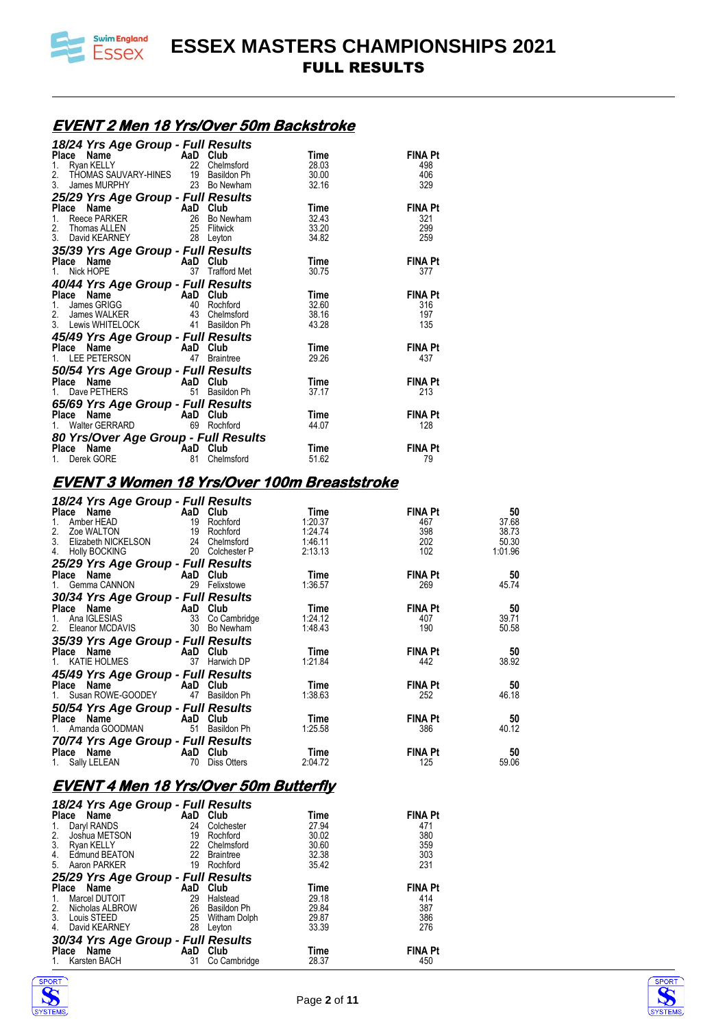# ESSEX MASTERS CHAMPIONSHIPS 2021
## FULL RESULTS

## EVENT 2 Men 18 Yrs/Over 50m Backstroke

### 18/24 Yrs Age Group - Full Results

| Place | Name | AaD | Club | Time | FINA Pt |
|---|---|---|---|---|---|
| 1. | Ryan KELLY | 22 | Chelmsford | 28.03 | 498 |
| 2. | THOMAS SAUVARY-HINES | 19 | Basildon Ph | 30.00 | 406 |
| 3. | James MURPHY | 23 | Bo Newham | 32.16 | 329 |

### 25/29 Yrs Age Group - Full Results

| Place | Name | AaD | Club | Time | FINA Pt |
|---|---|---|---|---|---|
| 1. | Reece PARKER | 26 | Bo Newham | 32.43 | 321 |
| 2. | Thomas ALLEN | 25 | Flitwick | 33.20 | 299 |
| 3. | David KEARNEY | 28 | Leyton | 34.82 | 259 |

### 35/39 Yrs Age Group - Full Results

| Place | Name | AaD | Club | Time | FINA Pt |
|---|---|---|---|---|---|
| 1. | Nick HOPE | 37 | Trafford Met | 30.75 | 377 |

### 40/44 Yrs Age Group - Full Results

| Place | Name | AaD | Club | Time | FINA Pt |
|---|---|---|---|---|---|
| 1. | James GRIGG | 40 | Rochford | 32.60 | 316 |
| 2. | James WALKER | 43 | Chelmsford | 38.16 | 197 |
| 3. | Lewis WHITELOCK | 41 | Basildon Ph | 43.28 | 135 |

### 45/49 Yrs Age Group - Full Results

| Place | Name | AaD | Club | Time | FINA Pt |
|---|---|---|---|---|---|
| 1. | LEE PETERSON | 47 | Braintree | 29.26 | 437 |

### 50/54 Yrs Age Group - Full Results

| Place | Name | AaD | Club | Time | FINA Pt |
|---|---|---|---|---|---|
| 1. | Dave PETHERS | 51 | Basildon Ph | 37.17 | 213 |

### 65/69 Yrs Age Group - Full Results

| Place | Name | AaD | Club | Time | FINA Pt |
|---|---|---|---|---|---|
| 1. | Walter GERRARD | 69 | Rochford | 44.07 | 128 |

### 80 Yrs/Over Age Group - Full Results

| Place | Name | AaD | Club | Time | FINA Pt |
|---|---|---|---|---|---|
| 1. | Derek GORE | 81 | Chelmsford | 51.62 | 79 |

## EVENT 3 Women 18 Yrs/Over 100m Breaststroke

### 18/24 Yrs Age Group - Full Results

| Place | Name | AaD | Club | Time | FINA Pt | 50 |
|---|---|---|---|---|---|---|
| 1. | Amber HEAD | 19 | Rochford | 1:20.37 | 467 | 37.68 |
| 2. | Zoe WALTON | 19 | Rochford | 1:24.74 | 398 | 38.73 |
| 3. | Elizabeth NICKELSON | 24 | Chelmsford | 1:46.11 | 202 | 50.30 |
| 4. | Holly BOCKING | 20 | Colchester P | 2:13.13 | 102 | 1:01.96 |

### 25/29 Yrs Age Group - Full Results

| Place | Name | AaD | Club | Time | FINA Pt | 50 |
|---|---|---|---|---|---|---|
| 1. | Gemma CANNON | 29 | Felixstowe | 1:36.57 | 269 | 45.74 |

### 30/34 Yrs Age Group - Full Results

| Place | Name | AaD | Club | Time | FINA Pt | 50 |
|---|---|---|---|---|---|---|
| 1. | Ana IGLESIAS | 33 | Co Cambridge | 1:24.12 | 407 | 39.71 |
| 2. | Eleanor MCDAVIS | 30 | Bo Newham | 1:48.43 | 190 | 50.58 |

### 35/39 Yrs Age Group - Full Results

| Place | Name | AaD | Club | Time | FINA Pt | 50 |
|---|---|---|---|---|---|---|
| 1. | KATIE HOLMES | 37 | Harwich DP | 1:21.84 | 442 | 38.92 |

### 45/49 Yrs Age Group - Full Results

| Place | Name | AaD | Club | Time | FINA Pt | 50 |
|---|---|---|---|---|---|---|
| 1. | Susan ROWE-GOODEY | 47 | Basildon Ph | 1:38.63 | 252 | 46.18 |

### 50/54 Yrs Age Group - Full Results

| Place | Name | AaD | Club | Time | FINA Pt | 50 |
|---|---|---|---|---|---|---|
| 1. | Amanda GOODMAN | 51 | Basildon Ph | 1:25.58 | 386 | 40.12 |

### 70/74 Yrs Age Group - Full Results

| Place | Name | AaD | Club | Time | FINA Pt | 50 |
|---|---|---|---|---|---|---|
| 1. | Sally LELEAN | 70 | Diss Otters | 2:04.72 | 125 | 59.06 |

## EVENT 4 Men 18 Yrs/Over 50m Butterfly

### 18/24 Yrs Age Group - Full Results

| Place | Name | AaD | Club | Time | FINA Pt |
|---|---|---|---|---|---|
| 1. | Daryl RANDS | 24 | Colchester | 27.94 | 471 |
| 2. | Joshua METSON | 19 | Rochford | 30.02 | 380 |
| 3. | Ryan KELLY | 22 | Chelmsford | 30.60 | 359 |
| 4. | Edmund BEATON | 22 | Braintree | 32.38 | 303 |
| 5. | Aaron PARKER | 19 | Rochford | 35.42 | 231 |

### 25/29 Yrs Age Group - Full Results

| Place | Name | AaD | Club | Time | FINA Pt |
|---|---|---|---|---|---|
| 1. | Marcel DUTOIT | 29 | Halstead | 29.18 | 414 |
| 2. | Nicholas ALBROW | 26 | Basildon Ph | 29.84 | 387 |
| 3. | Louis STEED | 25 | Witham Dolph | 29.87 | 386 |
| 4. | David KEARNEY | 28 | Leyton | 33.39 | 276 |

### 30/34 Yrs Age Group - Full Results

| Place | Name | AaD | Club | Time | FINA Pt |
|---|---|---|---|---|---|
| 1. | Karsten BACH | 31 | Co Cambridge | 28.37 | 450 |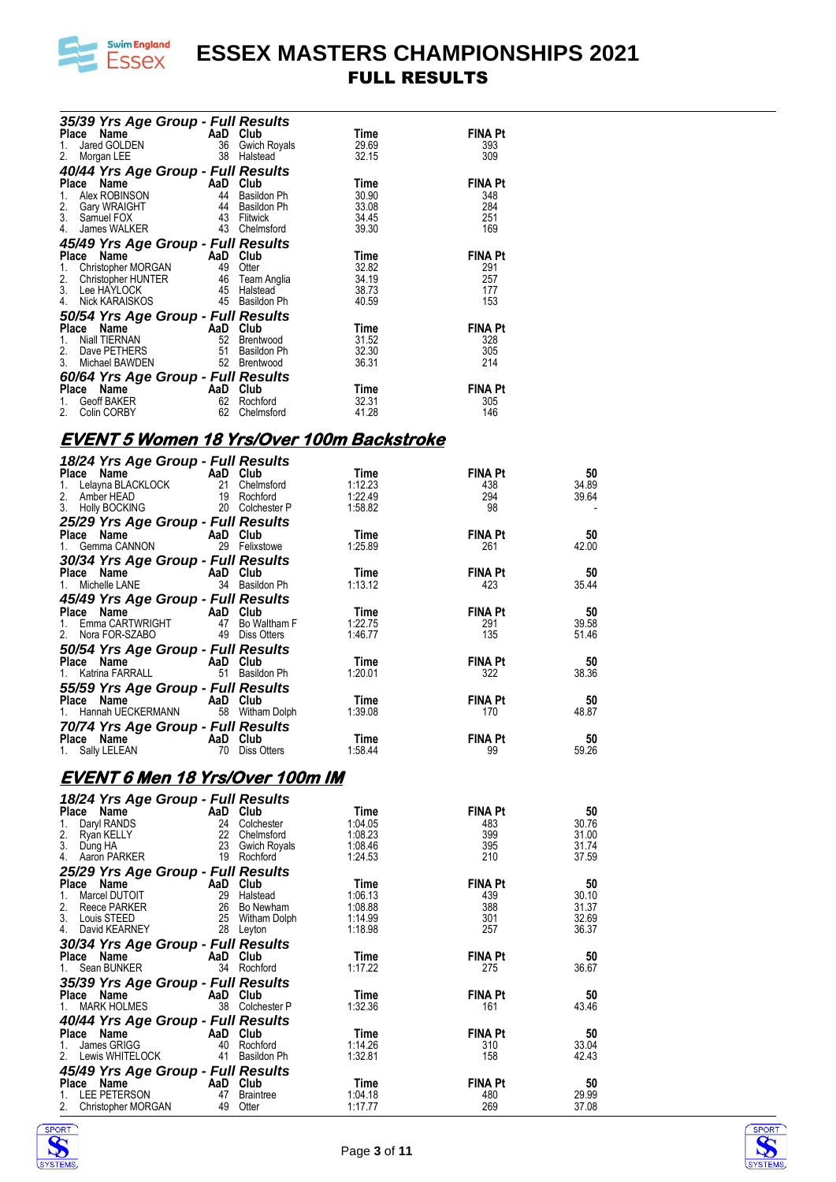# ESSEX MASTERS CHAMPIONSHIPS 2021
## FULL RESULTS

### 35/39 Yrs Age Group - Full Results

| Place | Name | AaD | Club | Time | FINA Pt |
|---|---|---|---|---|---|
| 1. | Jared GOLDEN | 36 | Gwich Royals | 29.69 | 393 |
| 2. | Morgan LEE | 38 | Halstead | 32.15 | 309 |

### 40/44 Yrs Age Group - Full Results

| Place | Name | AaD | Club | Time | FINA Pt |
|---|---|---|---|---|---|
| 1. | Alex ROBINSON | 44 | Basildon Ph | 30.90 | 348 |
| 2. | Gary WRAIGHT | 44 | Basildon Ph | 33.08 | 284 |
| 3. | Samuel FOX | 43 | Flitwick | 34.45 | 251 |
| 4. | James WALKER | 43 | Chelmsford | 39.30 | 169 |

### 45/49 Yrs Age Group - Full Results

| Place | Name | AaD | Club | Time | FINA Pt |
|---|---|---|---|---|---|
| 1. | Christopher MORGAN | 49 | Otter | 32.82 | 291 |
| 2. | Christopher HUNTER | 46 | Team Anglia | 34.19 | 257 |
| 3. | Lee HAYLOCK | 45 | Halstead | 38.73 | 177 |
| 4. | Nick KARAISKOS | 45 | Basildon Ph | 40.59 | 153 |

### 50/54 Yrs Age Group - Full Results

| Place | Name | AaD | Club | Time | FINA Pt |
|---|---|---|---|---|---|
| 1. | Niall TIERNAN | 52 | Brentwood | 31.52 | 328 |
| 2. | Dave PETHERS | 51 | Basildon Ph | 32.30 | 305 |
| 3. | Michael BAWDEN | 52 | Brentwood | 36.31 | 214 |

### 60/64 Yrs Age Group - Full Results

| Place | Name | AaD | Club | Time | FINA Pt |
|---|---|---|---|---|---|
| 1. | Geoff BAKER | 62 | Rochford | 32.31 | 305 |
| 2. | Colin CORBY | 62 | Chelmsford | 41.28 | 146 |

## EVENT 5 Women 18 Yrs/Over 100m Backstroke

### 18/24 Yrs Age Group - Full Results

| Place | Name | AaD | Club | Time | FINA Pt | 50 |
|---|---|---|---|---|---|---|
| 1. | Lelayna BLACKLOCK | 21 | Chelmsford | 1:12.23 | 438 | 34.89 |
| 2. | Amber HEAD | 19 | Rochford | 1:22.49 | 294 | 39.64 |
| 3. | Holly BOCKING | 20 | Colchester P | 1:58.82 | 98 | - |

### 25/29 Yrs Age Group - Full Results

| Place | Name | AaD | Club | Time | FINA Pt | 50 |
|---|---|---|---|---|---|---|
| 1. | Gemma CANNON | 29 | Felixstowe | 1:25.89 | 261 | 42.00 |

### 30/34 Yrs Age Group - Full Results

| Place | Name | AaD | Club | Time | FINA Pt | 50 |
|---|---|---|---|---|---|---|
| 1. | Michelle LANE | 34 | Basildon Ph | 1:13.12 | 423 | 35.44 |

### 45/49 Yrs Age Group - Full Results

| Place | Name | AaD | Club | Time | FINA Pt | 50 |
|---|---|---|---|---|---|---|
| 1. | Emma CARTWRIGHT | 47 | Bo Waltham F | 1:22.75 | 291 | 39.58 |
| 2. | Nora FOR-SZABO | 49 | Diss Otters | 1:46.77 | 135 | 51.46 |

### 50/54 Yrs Age Group - Full Results

| Place | Name | AaD | Club | Time | FINA Pt | 50 |
|---|---|---|---|---|---|---|
| 1. | Katrina FARRALL | 51 | Basildon Ph | 1:20.01 | 322 | 38.36 |

### 55/59 Yrs Age Group - Full Results

| Place | Name | AaD | Club | Time | FINA Pt | 50 |
|---|---|---|---|---|---|---|
| 1. | Hannah UECKERMANN | 58 | Witham Dolph | 1:39.08 | 170 | 48.87 |

### 70/74 Yrs Age Group - Full Results

| Place | Name | AaD | Club | Time | FINA Pt | 50 |
|---|---|---|---|---|---|---|
| 1. | Sally LELEAN | 70 | Diss Otters | 1:58.44 | 99 | 59.26 |

## EVENT 6 Men 18 Yrs/Over 100m IM

### 18/24 Yrs Age Group - Full Results

| Place | Name | AaD | Club | Time | FINA Pt | 50 |
|---|---|---|---|---|---|---|
| 1. | Daryl RANDS | 24 | Colchester | 1:04.05 | 483 | 30.76 |
| 2. | Ryan KELLY | 22 | Chelmsford | 1:08.23 | 399 | 31.00 |
| 3. | Dung HA | 23 | Gwich Royals | 1:08.46 | 395 | 31.74 |
| 4. | Aaron PARKER | 19 | Rochford | 1:24.53 | 210 | 37.59 |

### 25/29 Yrs Age Group - Full Results

| Place | Name | AaD | Club | Time | FINA Pt | 50 |
|---|---|---|---|---|---|---|
| 1. | Marcel DUTOIT | 29 | Halstead | 1:06.13 | 439 | 30.10 |
| 2. | Reece PARKER | 26 | Bo Newham | 1:08.88 | 388 | 31.37 |
| 3. | Louis STEED | 25 | Witham Dolph | 1:14.99 | 301 | 32.69 |
| 4. | David KEARNEY | 28 | Leyton | 1:18.98 | 257 | 36.37 |

### 30/34 Yrs Age Group - Full Results

| Place | Name | AaD | Club | Time | FINA Pt | 50 |
|---|---|---|---|---|---|---|
| 1. | Sean BUNKER | 34 | Rochford | 1:17.22 | 275 | 36.67 |

### 35/39 Yrs Age Group - Full Results

| Place | Name | AaD | Club | Time | FINA Pt | 50 |
|---|---|---|---|---|---|---|
| 1. | MARK HOLMES | 38 | Colchester P | 1:32.36 | 161 | 43.46 |

### 40/44 Yrs Age Group - Full Results

| Place | Name | AaD | Club | Time | FINA Pt | 50 |
|---|---|---|---|---|---|---|
| 1. | James GRIGG | 40 | Rochford | 1:14.26 | 310 | 33.04 |
| 2. | Lewis WHITELOCK | 41 | Basildon Ph | 1:32.81 | 158 | 42.43 |

### 45/49 Yrs Age Group - Full Results

| Place | Name | AaD | Club | Time | FINA Pt | 50 |
|---|---|---|---|---|---|---|
| 1. | LEE PETERSON | 47 | Braintree | 1:04.18 | 480 | 29.99 |
| 2. | Christopher MORGAN | 49 | Otter | 1:17.77 | 269 | 37.08 |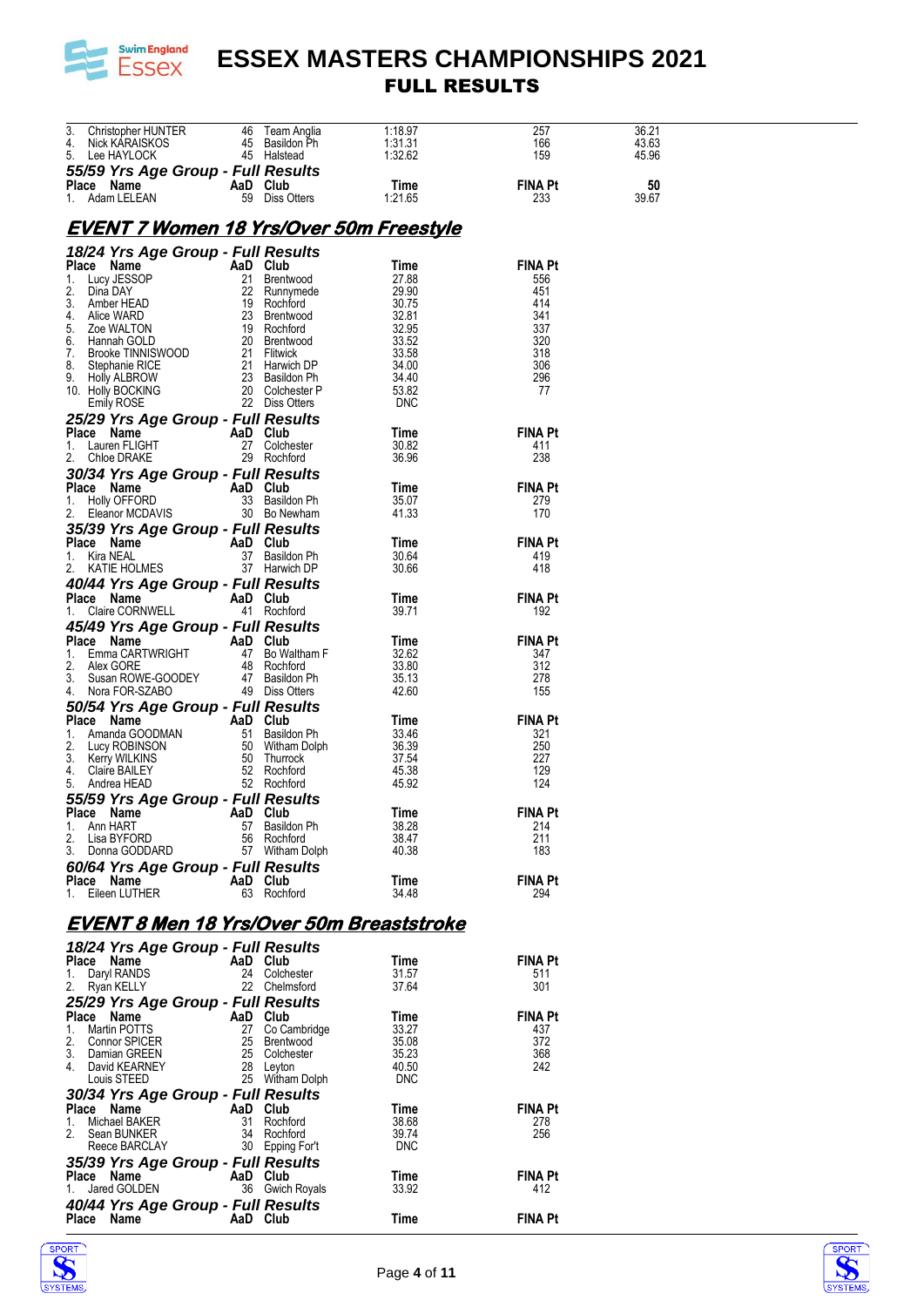| Place | Name | AaD | Club | Time | FINA Pt | |
|---|---|---|---|---|---|---|
| 3. | Christopher HUNTER | 46 | Team Anglia | 1:18.97 | 257 | 36.21 |
| 4. | Nick KARAISKOS | 45 | Basildon Ph | 1:31.31 | 166 | 43.63 |
| 5. | Lee HAYLOCK | 45 | Halstead | 1:32.62 | 159 | 45.96 |

### 55/59 Yrs Age Group - Full Results

| Place | Name | AaD | Club | Time | FINA Pt | 50 |
|---|---|---|---|---|---|---|
| 1. | Adam LELEAN | 59 | Diss Otters | 1:21.65 | 233 | 39.67 |

## EVENT 7 Women 18 Yrs/Over 50m Freestyle

### 18/24 Yrs Age Group - Full Results

| Place | Name | AaD | Club | Time | FINA Pt |
|---|---|---|---|---|---|
| 1. | Lucy JESSOP | 21 | Brentwood | 27.88 | 556 |
| 2. | Dina DAY | 22 | Runnymede | 29.90 | 451 |
| 3. | Amber HEAD | 19 | Rochford | 30.75 | 414 |
| 4. | Alice WARD | 23 | Brentwood | 32.81 | 341 |
| 5. | Zoe WALTON | 19 | Rochford | 32.95 | 337 |
| 6. | Hannah GOLD | 20 | Brentwood | 33.52 | 320 |
| 7. | Brooke TINNISWOOD | 21 | Flitwick | 33.58 | 318 |
| 8. | Stephanie RICE | 21 | Harwich DP | 34.00 | 306 |
| 9. | Holly ALBROW | 23 | Basildon Ph | 34.40 | 296 |
| 10. | Holly BOCKING | 20 | Colchester P | 53.82 | 77 |
| | Emily ROSE | 22 | Diss Otters | DNC | |

### 25/29 Yrs Age Group - Full Results

| Place | Name | AaD | Club | Time | FINA Pt |
|---|---|---|---|---|---|
| 1. | Lauren FLIGHT | 27 | Colchester | 30.82 | 411 |
| 2. | Chloe DRAKE | 29 | Rochford | 36.96 | 238 |

### 30/34 Yrs Age Group - Full Results

| Place | Name | AaD | Club | Time | FINA Pt |
|---|---|---|---|---|---|
| 1. | Holly OFFORD | 33 | Basildon Ph | 35.07 | 279 |
| 2. | Eleanor MCDAVIS | 30 | Bo Newham | 41.33 | 170 |

### 35/39 Yrs Age Group - Full Results

| Place | Name | AaD | Club | Time | FINA Pt |
|---|---|---|---|---|---|
| 1. | Kira NEAL | 37 | Basildon Ph | 30.64 | 419 |
| 2. | KATIE HOLMES | 37 | Harwich DP | 30.66 | 418 |

### 40/44 Yrs Age Group - Full Results

| Place | Name | AaD | Club | Time | FINA Pt |
|---|---|---|---|---|---|
| 1. | Claire CORNWELL | 41 | Rochford | 39.71 | 192 |

### 45/49 Yrs Age Group - Full Results

| Place | Name | AaD | Club | Time | FINA Pt |
|---|---|---|---|---|---|
| 1. | Emma CARTWRIGHT | 47 | Bo Waltham F | 32.62 | 347 |
| 2. | Alex GORE | 48 | Rochford | 33.80 | 312 |
| 3. | Susan ROWE-GOODEY | 47 | Basildon Ph | 35.13 | 278 |
| 4. | Nora FOR-SZABO | 49 | Diss Otters | 42.60 | 155 |

### 50/54 Yrs Age Group - Full Results

| Place | Name | AaD | Club | Time | FINA Pt |
|---|---|---|---|---|---|
| 1. | Amanda GOODMAN | 51 | Basildon Ph | 33.46 | 321 |
| 2. | Lucy ROBINSON | 50 | Witham Dolph | 36.39 | 250 |
| 3. | Kerry WILKINS | 50 | Thurrock | 37.54 | 227 |
| 4. | Claire BAILEY | 52 | Rochford | 45.38 | 129 |
| 5. | Andrea HEAD | 52 | Rochford | 45.92 | 124 |

### 55/59 Yrs Age Group - Full Results

| Place | Name | AaD | Club | Time | FINA Pt |
|---|---|---|---|---|---|
| 1. | Ann HART | 57 | Basildon Ph | 38.28 | 214 |
| 2. | Lisa BYFORD | 56 | Rochford | 38.47 | 211 |
| 3. | Donna GODDARD | 57 | Witham Dolph | 40.38 | 183 |

### 60/64 Yrs Age Group - Full Results

| Place | Name | AaD | Club | Time | FINA Pt |
|---|---|---|---|---|---|
| 1. | Eileen LUTHER | 63 | Rochford | 34.48 | 294 |

## EVENT 8 Men 18 Yrs/Over 50m Breaststroke

### 18/24 Yrs Age Group - Full Results

| Place | Name | AaD | Club | Time | FINA Pt |
|---|---|---|---|---|---|
| 1. | Daryl RANDS | 24 | Colchester | 31.57 | 511 |
| 2. | Ryan KELLY | 22 | Chelmsford | 37.64 | 301 |

### 25/29 Yrs Age Group - Full Results

| Place | Name | AaD | Club | Time | FINA Pt |
|---|---|---|---|---|---|
| 1. | Martin POTTS | 27 | Co Cambridge | 33.27 | 437 |
| 2. | Connor SPICER | 25 | Brentwood | 35.08 | 372 |
| 3. | Damian GREEN | 25 | Colchester | 35.23 | 368 |
| 4. | David KEARNEY | 28 | Leyton | 40.50 | 242 |
| | Louis STEED | 25 | Witham Dolph | DNC | |

### 30/34 Yrs Age Group - Full Results

| Place | Name | AaD | Club | Time | FINA Pt |
|---|---|---|---|---|---|
| 1. | Michael BAKER | 31 | Rochford | 38.68 | 278 |
| 2. | Sean BUNKER | 34 | Rochford | 39.74 | 256 |
| | Reece BARCLAY | 30 | Epping For't | DNC | |

### 35/39 Yrs Age Group - Full Results

| Place | Name | AaD | Club | Time | FINA Pt |
|---|---|---|---|---|---|
| 1. | Jared GOLDEN | 36 | Gwich Royals | 33.92 | 412 |

### 40/44 Yrs Age Group - Full Results

| Place | Name | AaD | Club | Time | FINA Pt |
|---|---|---|---|---|---|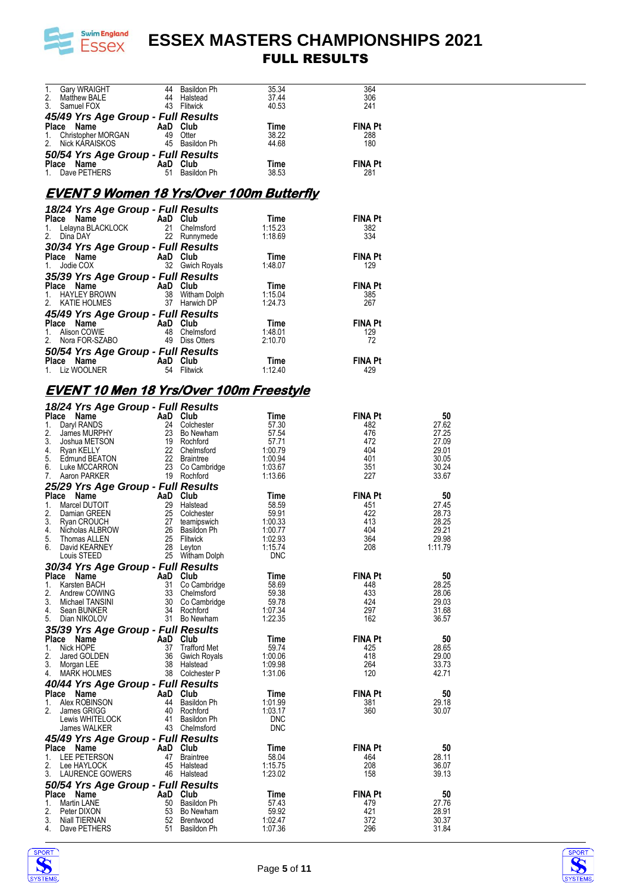| Place | Name | AaD | Club | Time | FINA Pt |
|---|---|---|---|---|---|
| 1. | Gary WRAIGHT | 44 | Basildon Ph | 35.34 | 364 |
| 2. | Matthew BALE | 44 | Halstead | 37.44 | 306 |
| 3. | Samuel FOX | 43 | Flitwick | 40.53 | 241 |

### 45/49 Yrs Age Group - Full Results

| Place | Name | AaD | Club | Time | FINA Pt |
|---|---|---|---|---|---|
| 1. | Christopher MORGAN | 49 | Otter | 38.22 | 288 |
| 2. | Nick KARAISKOS | 45 | Basildon Ph | 44.68 | 180 |

### 50/54 Yrs Age Group - Full Results

| Place | Name | AaD | Club | Time | FINA Pt |
|---|---|---|---|---|---|
| 1. | Dave PETHERS | 51 | Basildon Ph | 38.53 | 281 |

## EVENT 9 Women 18 Yrs/Over 100m Butterfly

### 18/24 Yrs Age Group - Full Results

| Place | Name | AaD | Club | Time | FINA Pt |
|---|---|---|---|---|---|
| 1. | Lelayna BLACKLOCK | 21 | Chelmsford | 1:15.23 | 382 |
| 2. | Dina DAY | 22 | Runnymede | 1:18.69 | 334 |

### 30/34 Yrs Age Group - Full Results

| Place | Name | AaD | Club | Time | FINA Pt |
|---|---|---|---|---|---|
| 1. | Jodie COX | 32 | Gwich Royals | 1:48.07 | 129 |

### 35/39 Yrs Age Group - Full Results

| Place | Name | AaD | Club | Time | FINA Pt |
|---|---|---|---|---|---|
| 1. | HAYLEY BROWN | 38 | Witham Dolph | 1:15.04 | 385 |
| 2. | KATIE HOLMES | 37 | Harwich DP | 1:24.73 | 267 |

### 45/49 Yrs Age Group - Full Results

| Place | Name | AaD | Club | Time | FINA Pt |
|---|---|---|---|---|---|
| 1. | Alison COWIE | 48 | Chelmsford | 1:48.01 | 129 |
| 2. | Nora FOR-SZABO | 49 | Diss Otters | 2:10.70 | 72 |

### 50/54 Yrs Age Group - Full Results

| Place | Name | AaD | Club | Time | FINA Pt |
|---|---|---|---|---|---|
| 1. | Liz WOOLNER | 54 | Flitwick | 1:12.40 | 429 |

## EVENT 10 Men 18 Yrs/Over 100m Freestyle

### 18/24 Yrs Age Group - Full Results

| Place | Name | AaD | Club | Time | FINA Pt | 50 |
|---|---|---|---|---|---|---|
| 1. | Daryl RANDS | 24 | Colchester | 57.30 | 482 | 27.62 |
| 2. | James MURPHY | 23 | Bo Newham | 57.54 | 476 | 27.25 |
| 3. | Joshua METSON | 19 | Rochford | 57.71 | 472 | 27.09 |
| 4. | Ryan KELLY | 22 | Chelmsford | 1:00.79 | 404 | 29.01 |
| 5. | Edmund BEATON | 22 | Braintree | 1:00.94 | 401 | 30.05 |
| 6. | Luke MCCARRON | 23 | Co Cambridge | 1:03.67 | 351 | 30.24 |
| 7. | Aaron PARKER | 19 | Rochford | 1:13.66 | 227 | 33.67 |

### 25/29 Yrs Age Group - Full Results

| Place | Name | AaD | Club | Time | FINA Pt | 50 |
|---|---|---|---|---|---|---|
| 1. | Marcel DUTOIT | 29 | Halstead | 58.59 | 451 | 27.45 |
| 2. | Damian GREEN | 25 | Colchester | 59.91 | 422 | 28.73 |
| 3. | Ryan CROUCH | 27 | teamipswich | 1:00.33 | 413 | 28.25 |
| 4. | Nicholas ALBROW | 26 | Basildon Ph | 1:00.77 | 404 | 29.21 |
| 5. | Thomas ALLEN | 25 | Flitwick | 1:02.93 | 364 | 29.98 |
| 6. | David KEARNEY | 28 | Leyton | 1:15.74 | 208 | 1:11.79 |
| | Louis STEED | 25 | Witham Dolph | DNC | | |

### 30/34 Yrs Age Group - Full Results

| Place | Name | AaD | Club | Time | FINA Pt | 50 |
|---|---|---|---|---|---|---|
| 1. | Karsten BACH | 31 | Co Cambridge | 58.69 | 448 | 28.25 |
| 2. | Andrew COWING | 33 | Chelmsford | 59.38 | 433 | 28.06 |
| 3. | Michael TANSINI | 30 | Co Cambridge | 59.78 | 424 | 29.03 |
| 4. | Sean BUNKER | 34 | Rochford | 1:07.34 | 297 | 31.68 |
| 5. | Dian NIKOLOV | 31 | Bo Newham | 1:22.35 | 162 | 36.57 |

### 35/39 Yrs Age Group - Full Results

| Place | Name | AaD | Club | Time | FINA Pt | 50 |
|---|---|---|---|---|---|---|
| 1. | Nick HOPE | 37 | Trafford Met | 59.74 | 425 | 28.65 |
| 2. | Jared GOLDEN | 36 | Gwich Royals | 1:00.06 | 418 | 29.00 |
| 3. | Morgan LEE | 38 | Halstead | 1:09.98 | 264 | 33.73 |
| 4. | MARK HOLMES | 38 | Colchester P | 1:31.06 | 120 | 42.71 |

### 40/44 Yrs Age Group - Full Results

| Place | Name | AaD | Club | Time | FINA Pt | 50 |
|---|---|---|---|---|---|---|
| 1. | Alex ROBINSON | 44 | Basildon Ph | 1:01.99 | 381 | 29.18 |
| 2. | James GRIGG | 40 | Rochford | 1:03.17 | 360 | 30.07 |
| | Lewis WHITELOCK | 41 | Basildon Ph | DNC | | |
| | James WALKER | 43 | Chelmsford | DNC | | |

### 45/49 Yrs Age Group - Full Results

| Place | Name | AaD | Club | Time | FINA Pt | 50 |
|---|---|---|---|---|---|---|
| 1. | LEE PETERSON | 47 | Braintree | 58.04 | 464 | 28.11 |
| 2. | Lee HAYLOCK | 45 | Halstead | 1:15.75 | 208 | 36.07 |
| 3. | LAURENCE GOWERS | 46 | Halstead | 1:23.02 | 158 | 39.13 |

### 50/54 Yrs Age Group - Full Results

| Place | Name | AaD | Club | Time | FINA Pt | 50 |
|---|---|---|---|---|---|---|
| 1. | Martin LANE | 50 | Basildon Ph | 57.43 | 479 | 27.76 |
| 2. | Peter DIXON | 53 | Bo Newham | 59.92 | 421 | 28.91 |
| 3. | Niall TIERNAN | 52 | Brentwood | 1:02.47 | 372 | 30.37 |
| 4. | Dave PETHERS | 51 | Basildon Ph | 1:07.36 | 296 | 31.84 |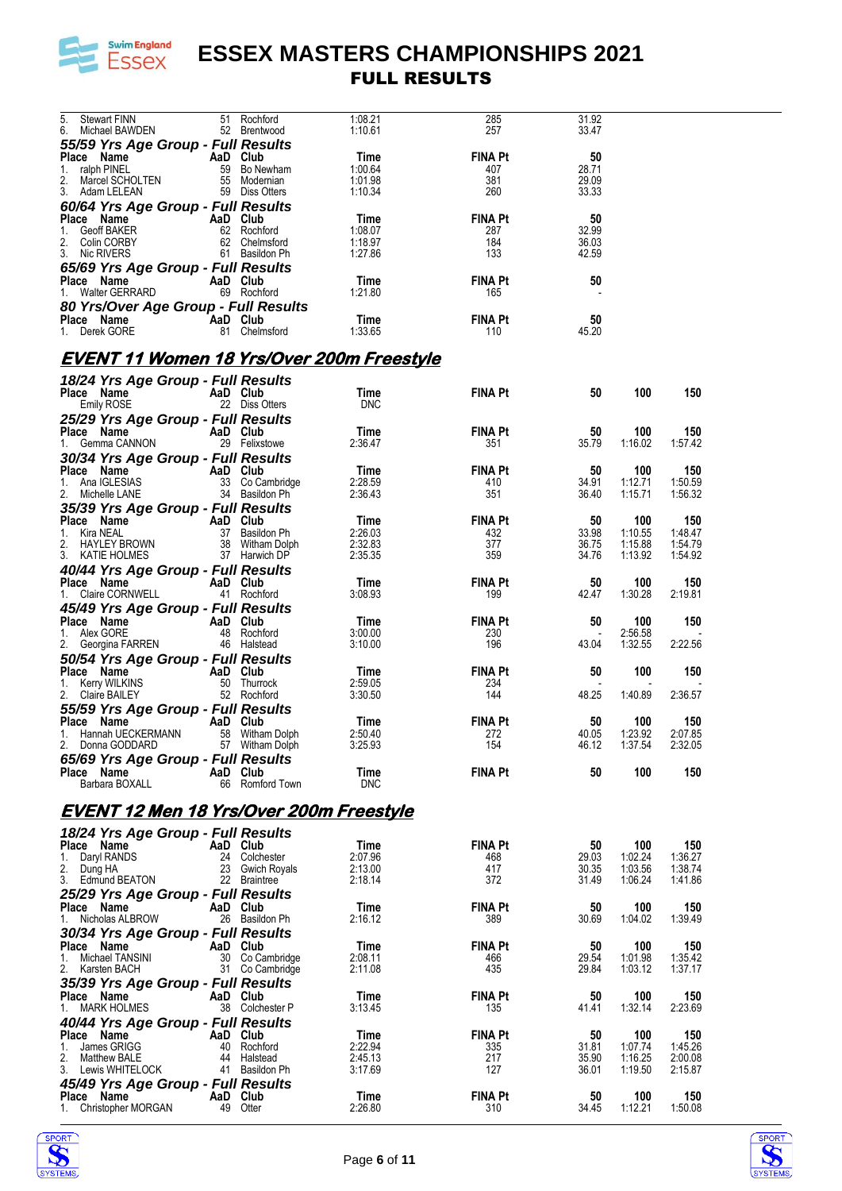| Place | Name | AaD | Club | Time | FINA Pt | 50 |
|---|---|---|---|---|---|---|
| 5. | Stewart FINN | 51 | Rochford | 1:08.21 | 285 | 31.92 |
| 6. | Michael BAWDEN | 52 | Brentwood | 1:10.61 | 257 | 33.47 |

### 55/59 Yrs Age Group - Full Results

| Place | Name | AaD | Club | Time | FINA Pt | 50 |
|---|---|---|---|---|---|---|
| 1. | ralph PINEL | 59 | Bo Newham | 1:00.64 | 407 | 28.71 |
| 2. | Marcel SCHOLTEN | 55 | Modernian | 1:01.98 | 381 | 29.09 |
| 3. | Adam LELEAN | 59 | Diss Otters | 1:10.34 | 260 | 33.33 |

### 60/64 Yrs Age Group - Full Results

| Place | Name | AaD | Club | Time | FINA Pt | 50 |
|---|---|---|---|---|---|---|
| 1. | Geoff BAKER | 62 | Rochford | 1:08.07 | 287 | 32.99 |
| 2. | Colin CORBY | 62 | Chelmsford | 1:18.97 | 184 | 36.03 |
| 3. | Nic RIVERS | 61 | Basildon Ph | 1:27.86 | 133 | 42.59 |

### 65/69 Yrs Age Group - Full Results

| Place | Name | AaD | Club | Time | FINA Pt | 50 |
|---|---|---|---|---|---|---|
| 1. | Walter GERRARD | 69 | Rochford | 1:21.80 | 165 | - |

### 80 Yrs/Over Age Group - Full Results

| Place | Name | AaD | Club | Time | FINA Pt | 50 |
|---|---|---|---|---|---|---|
| 1. | Derek GORE | 81 | Chelmsford | 1:33.65 | 110 | 45.20 |

## EVENT 11 Women 18 Yrs/Over 200m Freestyle

### 18/24 Yrs Age Group - Full Results

| Place | Name | AaD | Club | Time | FINA Pt | 50 | 100 | 150 |
|---|---|---|---|---|---|---|---|---|
| | Emily ROSE | 22 | Diss Otters | DNC | | | | |

### 25/29 Yrs Age Group - Full Results

| Place | Name | AaD | Club | Time | FINA Pt | 50 | 100 | 150 |
|---|---|---|---|---|---|---|---|---|
| 1. | Gemma CANNON | 29 | Felixstowe | 2:36.47 | 351 | 35.79 | 1:16.02 | 1:57.42 |

### 30/34 Yrs Age Group - Full Results

| Place | Name | AaD | Club | Time | FINA Pt | 50 | 100 | 150 |
|---|---|---|---|---|---|---|---|---|
| 1. | Ana IGLESIAS | 33 | Co Cambridge | 2:28.59 | 410 | 34.91 | 1:12.71 | 1:50.59 |
| 2. | Michelle LANE | 34 | Basildon Ph | 2:36.43 | 351 | 36.40 | 1:15.71 | 1:56.32 |

### 35/39 Yrs Age Group - Full Results

| Place | Name | AaD | Club | Time | FINA Pt | 50 | 100 | 150 |
|---|---|---|---|---|---|---|---|---|
| 1. | Kira NEAL | 37 | Basildon Ph | 2:26.03 | 432 | 33.98 | 1:10.55 | 1:48.47 |
| 2. | HAYLEY BROWN | 38 | Witham Dolph | 2:32.83 | 377 | 36.75 | 1:15.88 | 1:54.79 |
| 3. | KATIE HOLMES | 37 | Harwich DP | 2:35.35 | 359 | 34.76 | 1:13.92 | 1:54.92 |

### 40/44 Yrs Age Group - Full Results

| Place | Name | AaD | Club | Time | FINA Pt | 50 | 100 | 150 |
|---|---|---|---|---|---|---|---|---|
| 1. | Claire CORNWELL | 41 | Rochford | 3:08.93 | 199 | 42.47 | 1:30.28 | 2:19.81 |

### 45/49 Yrs Age Group - Full Results

| Place | Name | AaD | Club | Time | FINA Pt | 50 | 100 | 150 |
|---|---|---|---|---|---|---|---|---|
| 1. | Alex GORE | 48 | Rochford | 3:00.00 | 230 | - | 2:56.58 | - |
| 2. | Georgina FARREN | 46 | Halstead | 3:10.00 | 196 | 43.04 | 1:32.55 | 2:22.56 |

### 50/54 Yrs Age Group - Full Results

| Place | Name | AaD | Club | Time | FINA Pt | 50 | 100 | 150 |
|---|---|---|---|---|---|---|---|---|
| 1. | Kerry WILKINS | 50 | Thurrock | 2:59.05 | 234 | - | - | - |
| 2. | Claire BAILEY | 52 | Rochford | 3:30.50 | 144 | 48.25 | 1:40.89 | 2:36.57 |

### 55/59 Yrs Age Group - Full Results

| Place | Name | AaD | Club | Time | FINA Pt | 50 | 100 | 150 |
|---|---|---|---|---|---|---|---|---|
| 1. | Hannah UECKERMANN | 58 | Witham Dolph | 2:50.40 | 272 | 40.05 | 1:23.92 | 2:07.85 |
| 2. | Donna GODDARD | 57 | Witham Dolph | 3:25.93 | 154 | 46.12 | 1:37.54 | 2:32.05 |

### 65/69 Yrs Age Group - Full Results

| Place | Name | AaD | Club | Time | FINA Pt | 50 | 100 | 150 |
|---|---|---|---|---|---|---|---|---|
| | Barbara BOXALL | 66 | Romford Town | DNC | | | | |

## EVENT 12 Men 18 Yrs/Over 200m Freestyle

### 18/24 Yrs Age Group - Full Results

| Place | Name | AaD | Club | Time | FINA Pt | 50 | 100 | 150 |
|---|---|---|---|---|---|---|---|---|
| 1. | Daryl RANDS | 24 | Colchester | 2:07.96 | 468 | 29.03 | 1:02.24 | 1:36.27 |
| 2. | Dung HA | 23 | Gwich Royals | 2:13.00 | 417 | 30.35 | 1:03.56 | 1:38.74 |
| 3. | Edmund BEATON | 22 | Braintree | 2:18.14 | 372 | 31.49 | 1:06.24 | 1:41.86 |

### 25/29 Yrs Age Group - Full Results

| Place | Name | AaD | Club | Time | FINA Pt | 50 | 100 | 150 |
|---|---|---|---|---|---|---|---|---|
| 1. | Nicholas ALBROW | 26 | Basildon Ph | 2:16.12 | 389 | 30.69 | 1:04.02 | 1:39.49 |

### 30/34 Yrs Age Group - Full Results

| Place | Name | AaD | Club | Time | FINA Pt | 50 | 100 | 150 |
|---|---|---|---|---|---|---|---|---|
| 1. | Michael TANSINI | 30 | Co Cambridge | 2:08.11 | 466 | 29.54 | 1:01.98 | 1:35.42 |
| 2. | Karsten BACH | 31 | Co Cambridge | 2:11.08 | 435 | 29.84 | 1:03.12 | 1:37.17 |

### 35/39 Yrs Age Group - Full Results

| Place | Name | AaD | Club | Time | FINA Pt | 50 | 100 | 150 |
|---|---|---|---|---|---|---|---|---|
| 1. | MARK HOLMES | 38 | Colchester P | 3:13.45 | 135 | 41.41 | 1:32.14 | 2:23.69 |

### 40/44 Yrs Age Group - Full Results

| Place | Name | AaD | Club | Time | FINA Pt | 50 | 100 | 150 |
|---|---|---|---|---|---|---|---|---|
| 1. | James GRIGG | 40 | Rochford | 2:22.94 | 335 | 31.81 | 1:07.74 | 1:45.26 |
| 2. | Matthew BALE | 44 | Halstead | 2:45.13 | 217 | 35.90 | 1:16.25 | 2:00.08 |
| 3. | Lewis WHITELOCK | 41 | Basildon Ph | 3:17.69 | 127 | 36.01 | 1:19.50 | 2:15.87 |

### 45/49 Yrs Age Group - Full Results

| Place | Name | AaD | Club | Time | FINA Pt | 50 | 100 | 150 |
|---|---|---|---|---|---|---|---|---|
| 1. | Christopher MORGAN | 49 | Otter | 2:26.80 | 310 | 34.45 | 1:12.21 | 1:50.08 |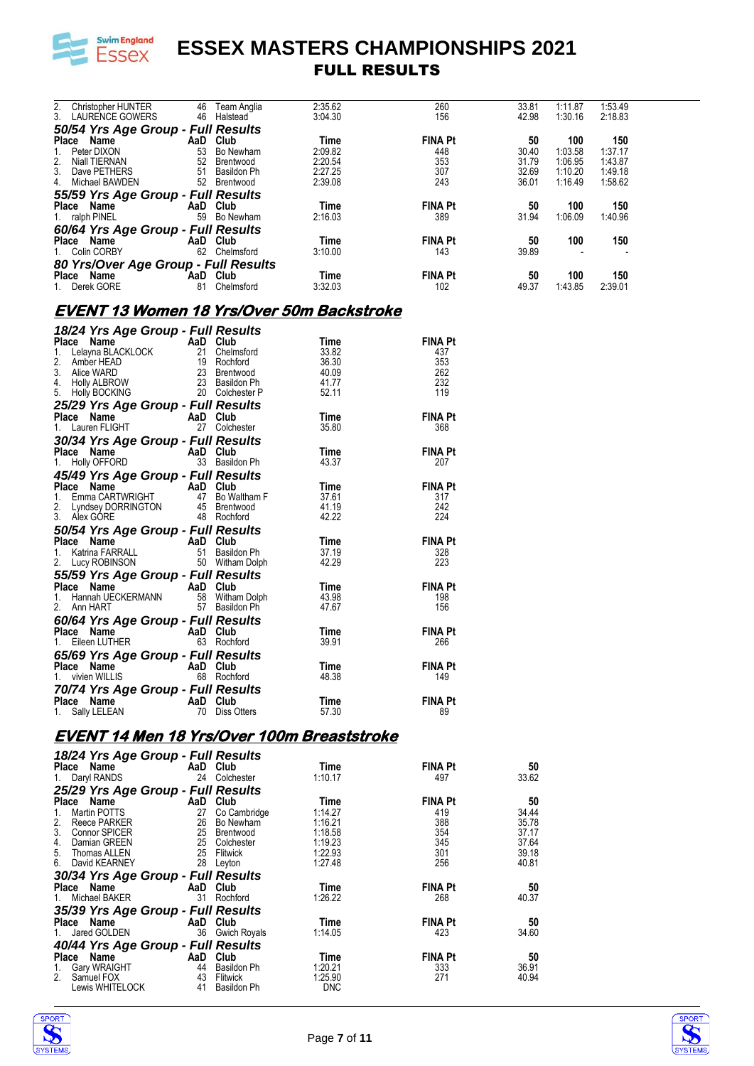| Place | Name | AaD | Club | Time | FINA Pt | 50 | 100 | 150 |
|---|---|---|---|---|---|---|---|---|
| 2. | Christopher HUNTER | 46 | Team Anglia | 2:35.62 | 260 | 33.81 | 1:11.87 | 1:53.49 |
| 3. | LAURENCE GOWERS | 46 | Halstead | 3:04.30 | 156 | 42.98 | 1:30.16 | 2:18.83 |

### 50/54 Yrs Age Group - Full Results

| Place | Name | AaD | Club | Time | FINA Pt | 50 | 100 | 150 |
|---|---|---|---|---|---|---|---|---|
| 1. | Peter DIXON | 53 | Bo Newham | 2:09.82 | 448 | 30.40 | 1:03.58 | 1:37.17 |
| 2. | Niall TIERNAN | 52 | Brentwood | 2:20.54 | 353 | 31.79 | 1:06.95 | 1:43.87 |
| 3. | Dave PETHERS | 51 | Basildon Ph | 2:27.25 | 307 | 32.69 | 1:10.20 | 1:49.18 |
| 4. | Michael BAWDEN | 52 | Brentwood | 2:39.08 | 243 | 36.01 | 1:16.49 | 1:58.62 |

### 55/59 Yrs Age Group - Full Results

| Place | Name | AaD | Club | Time | FINA Pt | 50 | 100 | 150 |
|---|---|---|---|---|---|---|---|---|
| 1. | ralph PINEL | 59 | Bo Newham | 2:16.03 | 389 | 31.94 | 1:06.09 | 1:40.96 |

### 60/64 Yrs Age Group - Full Results

| Place | Name | AaD | Club | Time | FINA Pt | 50 | 100 | 150 |
|---|---|---|---|---|---|---|---|---|
| 1. | Colin CORBY | 62 | Chelmsford | 3:10.00 | 143 | 39.89 | - | - |

### 80 Yrs/Over Age Group - Full Results

| Place | Name | AaD | Club | Time | FINA Pt | 50 | 100 | 150 |
|---|---|---|---|---|---|---|---|---|
| 1. | Derek GORE | 81 | Chelmsford | 3:32.03 | 102 | 49.37 | 1:43.85 | 2:39.01 |

## EVENT 13 Women 18 Yrs/Over 50m Backstroke

### 18/24 Yrs Age Group - Full Results

| Place | Name | AaD | Club | Time | FINA Pt |
|---|---|---|---|---|---|
| 1. | Lelayna BLACKLOCK | 21 | Chelmsford | 33.82 | 437 |
| 2. | Amber HEAD | 19 | Rochford | 36.30 | 353 |
| 3. | Alice WARD | 23 | Brentwood | 40.09 | 262 |
| 4. | Holly ALBROW | 23 | Basildon Ph | 41.77 | 232 |
| 5. | Holly BOCKING | 20 | Colchester P | 52.11 | 119 |

### 25/29 Yrs Age Group - Full Results

| Place | Name | AaD | Club | Time | FINA Pt |
|---|---|---|---|---|---|
| 1. | Lauren FLIGHT | 27 | Colchester | 35.80 | 368 |

### 30/34 Yrs Age Group - Full Results

| Place | Name | AaD | Club | Time | FINA Pt |
|---|---|---|---|---|---|
| 1. | Holly OFFORD | 33 | Basildon Ph | 43.37 | 207 |

### 45/49 Yrs Age Group - Full Results

| Place | Name | AaD | Club | Time | FINA Pt |
|---|---|---|---|---|---|
| 1. | Emma CARTWRIGHT | 47 | Bo Waltham F | 37.61 | 317 |
| 2. | Lyndsey DORRINGTON | 45 | Brentwood | 41.19 | 242 |
| 3. | Alex GORE | 48 | Rochford | 42.22 | 224 |

### 50/54 Yrs Age Group - Full Results

| Place | Name | AaD | Club | Time | FINA Pt |
|---|---|---|---|---|---|
| 1. | Katrina FARRALL | 51 | Basildon Ph | 37.19 | 328 |
| 2. | Lucy ROBINSON | 50 | Witham Dolph | 42.29 | 223 |

### 55/59 Yrs Age Group - Full Results

| Place | Name | AaD | Club | Time | FINA Pt |
|---|---|---|---|---|---|
| 1. | Hannah UECKERMANN | 58 | Witham Dolph | 43.98 | 198 |
| 2. | Ann HART | 57 | Basildon Ph | 47.67 | 156 |

### 60/64 Yrs Age Group - Full Results

| Place | Name | AaD | Club | Time | FINA Pt |
|---|---|---|---|---|---|
| 1. | Eileen LUTHER | 63 | Rochford | 39.91 | 266 |

### 65/69 Yrs Age Group - Full Results

| Place | Name | AaD | Club | Time | FINA Pt |
|---|---|---|---|---|---|
| 1. | vivien WILLIS | 68 | Rochford | 48.38 | 149 |

### 70/74 Yrs Age Group - Full Results

| Place | Name | AaD | Club | Time | FINA Pt |
|---|---|---|---|---|---|
| 1. | Sally LELEAN | 70 | Diss Otters | 57.30 | 89 |

## EVENT 14 Men 18 Yrs/Over 100m Breaststroke

### 18/24 Yrs Age Group - Full Results

| Place | Name | AaD | Club | Time | FINA Pt | 50 |
|---|---|---|---|---|---|---|
| 1. | Daryl RANDS | 24 | Colchester | 1:10.17 | 497 | 33.62 |

### 25/29 Yrs Age Group - Full Results

| Place | Name | AaD | Club | Time | FINA Pt | 50 |
|---|---|---|---|---|---|---|
| 1. | Martin POTTS | 27 | Co Cambridge | 1:14.27 | 419 | 34.44 |
| 2. | Reece PARKER | 26 | Bo Newham | 1:16.21 | 388 | 35.78 |
| 3. | Connor SPICER | 25 | Brentwood | 1:18.58 | 354 | 37.17 |
| 4. | Damian GREEN | 25 | Colchester | 1:19.23 | 345 | 37.64 |
| 5. | Thomas ALLEN | 25 | Flitwick | 1:22.93 | 301 | 39.18 |
| 6. | David KEARNEY | 28 | Leyton | 1:27.48 | 256 | 40.81 |

### 30/34 Yrs Age Group - Full Results

| Place | Name | AaD | Club | Time | FINA Pt | 50 |
|---|---|---|---|---|---|---|
| 1. | Michael BAKER | 31 | Rochford | 1:26.22 | 268 | 40.37 |

### 35/39 Yrs Age Group - Full Results

| Place | Name | AaD | Club | Time | FINA Pt | 50 |
|---|---|---|---|---|---|---|
| 1. | Jared GOLDEN | 36 | Gwich Royals | 1:14.05 | 423 | 34.60 |

### 40/44 Yrs Age Group - Full Results

| Place | Name | AaD | Club | Time | FINA Pt | 50 |
|---|---|---|---|---|---|---|
| 1. | Gary WRAIGHT | 44 | Basildon Ph | 1:20.21 | 333 | 36.91 |
| 2. | Samuel FOX | 43 | Flitwick | 1:25.90 | 271 | 40.94 |
| | Lewis WHITELOCK | 41 | Basildon Ph | DNC | | |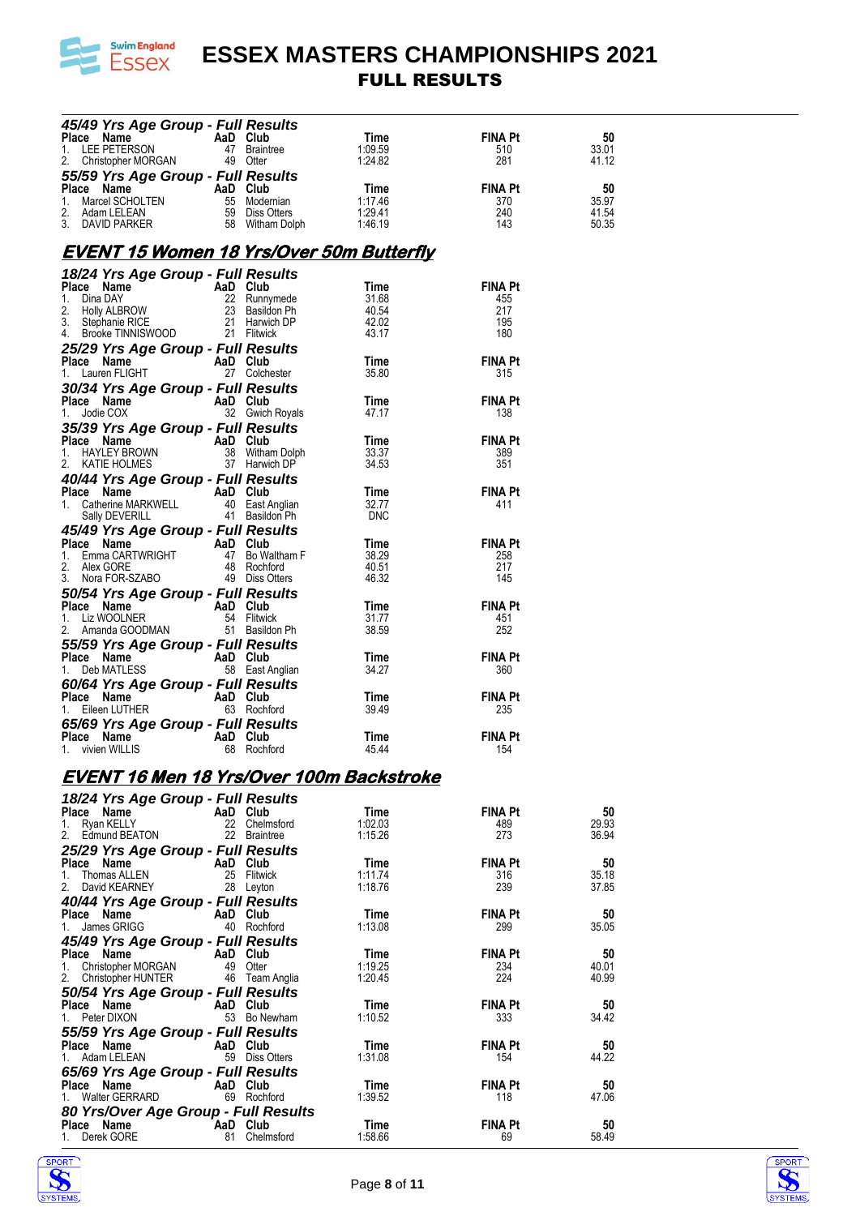# ESSEX MASTERS CHAMPIONSHIPS 2021
## FULL RESULTS

### *45/49 Yrs Age Group - Full Results*

| Place | Name | AaD | Club | Time | FINA Pt | 50 |
|---|---|---|---|---|---|---|
| 1. | LEE PETERSON | 47 | Braintree | 1:09.59 | 510 | 33.01 |
| 2. | Christopher MORGAN | 49 | Otter | 1:24.82 | 281 | 41.12 |

### *55/59 Yrs Age Group - Full Results*

| Place | Name | AaD | Club | Time | FINA Pt | 50 |
|---|---|---|---|---|---|---|
| 1. | Marcel SCHOLTEN | 55 | Modernian | 1:17.46 | 370 | 35.97 |
| 2. | Adam LELEAN | 59 | Diss Otters | 1:29.41 | 240 | 41.54 |
| 3. | DAVID PARKER | 58 | Witham Dolph | 1:46.19 | 143 | 50.35 |

## *EVENT 15 Women 18 Yrs/Over 50m Butterfly*

### *18/24 Yrs Age Group - Full Results*

| Place | Name | AaD | Club | Time | FINA Pt |
|---|---|---|---|---|---|
| 1. | Dina DAY | 22 | Runnymede | 31.68 | 455 |
| 2. | Holly ALBROW | 23 | Basildon Ph | 40.54 | 217 |
| 3. | Stephanie RICE | 21 | Harwich DP | 42.02 | 195 |
| 4. | Brooke TINNISWOOD | 21 | Flitwick | 43.17 | 180 |

### *25/29 Yrs Age Group - Full Results*

| Place | Name | AaD | Club | Time | FINA Pt |
|---|---|---|---|---|---|
| 1. | Lauren FLIGHT | 27 | Colchester | 35.80 | 315 |

### *30/34 Yrs Age Group - Full Results*

| Place | Name | AaD | Club | Time | FINA Pt |
|---|---|---|---|---|---|
| 1. | Jodie COX | 32 | Gwich Royals | 47.17 | 138 |

### *35/39 Yrs Age Group - Full Results*

| Place | Name | AaD | Club | Time | FINA Pt |
|---|---|---|---|---|---|
| 1. | HAYLEY BROWN | 38 | Witham Dolph | 33.37 | 389 |
| 2. | KATIE HOLMES | 37 | Harwich DP | 34.53 | 351 |

### *40/44 Yrs Age Group - Full Results*

| Place | Name | AaD | Club | Time | FINA Pt |
|---|---|---|---|---|---|
| 1. | Catherine MARKWELL | 40 | East Anglian | 32.77 | 411 |
| | Sally DEVERILL | 41 | Basildon Ph | DNC | |

### *45/49 Yrs Age Group - Full Results*

| Place | Name | AaD | Club | Time | FINA Pt |
|---|---|---|---|---|---|
| 1. | Emma CARTWRIGHT | 47 | Bo Waltham F | 38.29 | 258 |
| 2. | Alex GORE | 48 | Rochford | 40.51 | 217 |
| 3. | Nora FOR-SZABO | 49 | Diss Otters | 46.32 | 145 |

### *50/54 Yrs Age Group - Full Results*

| Place | Name | AaD | Club | Time | FINA Pt |
|---|---|---|---|---|---|
| 1. | Liz WOOLNER | 54 | Flitwick | 31.77 | 451 |
| 2. | Amanda GOODMAN | 51 | Basildon Ph | 38.59 | 252 |

### *55/59 Yrs Age Group - Full Results*

| Place | Name | AaD | Club | Time | FINA Pt |
|---|---|---|---|---|---|
| 1. | Deb MATLESS | 58 | East Anglian | 34.27 | 360 |

### *60/64 Yrs Age Group - Full Results*

| Place | Name | AaD | Club | Time | FINA Pt |
|---|---|---|---|---|---|
| 1. | Eileen LUTHER | 63 | Rochford | 39.49 | 235 |

### *65/69 Yrs Age Group - Full Results*

| Place | Name | AaD | Club | Time | FINA Pt |
|---|---|---|---|---|---|
| 1. | vivien WILLIS | 68 | Rochford | 45.44 | 154 |

## *EVENT 16 Men 18 Yrs/Over 100m Backstroke*

### *18/24 Yrs Age Group - Full Results*

| Place | Name | AaD | Club | Time | FINA Pt | 50 |
|---|---|---|---|---|---|---|
| 1. | Ryan KELLY | 22 | Chelmsford | 1:02.03 | 489 | 29.93 |
| 2. | Edmund BEATON | 22 | Braintree | 1:15.26 | 273 | 36.94 |

### *25/29 Yrs Age Group - Full Results*

| Place | Name | AaD | Club | Time | FINA Pt | 50 |
|---|---|---|---|---|---|---|
| 1. | Thomas ALLEN | 25 | Flitwick | 1:11.74 | 316 | 35.18 |
| 2. | David KEARNEY | 28 | Leyton | 1:18.76 | 239 | 37.85 |

### *40/44 Yrs Age Group - Full Results*

| Place | Name | AaD | Club | Time | FINA Pt | 50 |
|---|---|---|---|---|---|---|
| 1. | James GRIGG | 40 | Rochford | 1:13.08 | 299 | 35.05 |

### *45/49 Yrs Age Group - Full Results*

| Place | Name | AaD | Club | Time | FINA Pt | 50 |
|---|---|---|---|---|---|---|
| 1. | Christopher MORGAN | 49 | Otter | 1:19.25 | 234 | 40.01 |
| 2. | Christopher HUNTER | 46 | Team Anglia | 1:20.45 | 224 | 40.99 |

### *50/54 Yrs Age Group - Full Results*

| Place | Name | AaD | Club | Time | FINA Pt | 50 |
|---|---|---|---|---|---|---|
| 1. | Peter DIXON | 53 | Bo Newham | 1:10.52 | 333 | 34.42 |

### *55/59 Yrs Age Group - Full Results*

| Place | Name | AaD | Club | Time | FINA Pt | 50 |
|---|---|---|---|---|---|---|
| 1. | Adam LELEAN | 59 | Diss Otters | 1:31.08 | 154 | 44.22 |

### *65/69 Yrs Age Group - Full Results*

| Place | Name | AaD | Club | Time | FINA Pt | 50 |
|---|---|---|---|---|---|---|
| 1. | Walter GERRARD | 69 | Rochford | 1:39.52 | 118 | 47.06 |

### *80 Yrs/Over Age Group - Full Results*

| Place | Name | AaD | Club | Time | FINA Pt | 50 |
|---|---|---|---|---|---|---|
| 1. | Derek GORE | 81 | Chelmsford | 1:58.66 | 69 | 58.49 |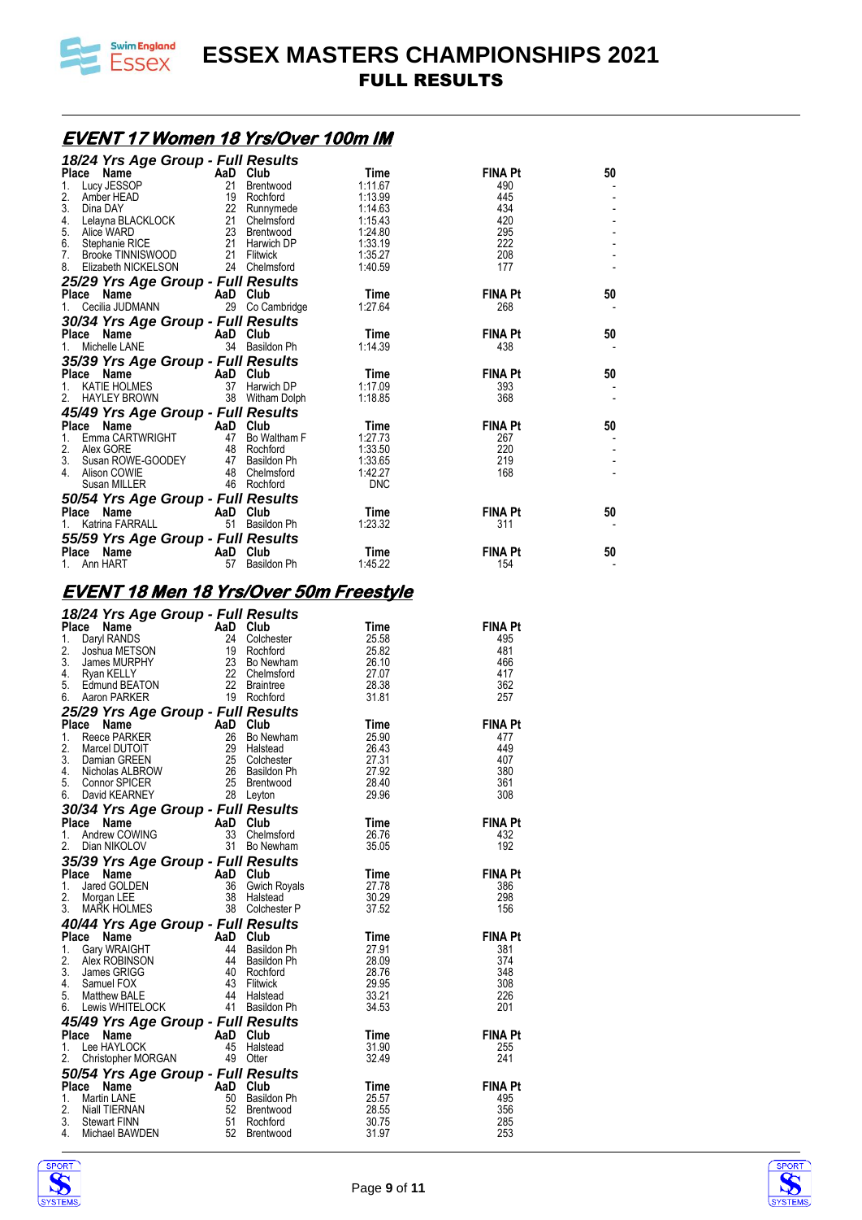# ESSEX MASTERS CHAMPIONSHIPS 2021
## FULL RESULTS

## EVENT 17 Women 18 Yrs/Over 100m IM

### 18/24 Yrs Age Group - Full Results

| Place | Name | AaD | Club | Time | FINA Pt | 50 |
|---|---|---|---|---|---|---|
| 1. | Lucy JESSOP | 21 | Brentwood | 1:11.67 | 490 | - |
| 2. | Amber HEAD | 19 | Rochford | 1:13.99 | 445 | - |
| 3. | Dina DAY | 22 | Runnymede | 1:14.63 | 434 | - |
| 4. | Lelayna BLACKLOCK | 21 | Chelmsford | 1:15.43 | 420 | - |
| 5. | Alice WARD | 23 | Brentwood | 1:24.80 | 295 | - |
| 6. | Stephanie RICE | 21 | Harwich DP | 1:33.19 | 222 | - |
| 7. | Brooke TINNISWOOD | 21 | Flitwick | 1:35.27 | 208 | - |
| 8. | Elizabeth NICKELSON | 24 | Chelmsford | 1:40.59 | 177 | - |

### 25/29 Yrs Age Group - Full Results

| Place | Name | AaD | Club | Time | FINA Pt | 50 |
|---|---|---|---|---|---|---|
| 1. | Cecilia JUDMANN | 29 | Co Cambridge | 1:27.64 | 268 | - |

### 30/34 Yrs Age Group - Full Results

| Place | Name | AaD | Club | Time | FINA Pt | 50 |
|---|---|---|---|---|---|---|
| 1. | Michelle LANE | 34 | Basildon Ph | 1:14.39 | 438 | - |

### 35/39 Yrs Age Group - Full Results

| Place | Name | AaD | Club | Time | FINA Pt | 50 |
|---|---|---|---|---|---|---|
| 1. | KATIE HOLMES | 37 | Harwich DP | 1:17.09 | 393 | - |
| 2. | HAYLEY BROWN | 38 | Witham Dolph | 1:18.85 | 368 | - |

### 45/49 Yrs Age Group - Full Results

| Place | Name | AaD | Club | Time | FINA Pt | 50 |
|---|---|---|---|---|---|---|
| 1. | Emma CARTWRIGHT | 47 | Bo Waltham F | 1:27.73 | 267 | - |
| 2. | Alex GORE | 48 | Rochford | 1:33.50 | 220 | - |
| 3. | Susan ROWE-GOODEY | 47 | Basildon Ph | 1:33.65 | 219 | - |
| 4. | Alison COWIE | 48 | Chelmsford | 1:42.27 | 168 | - |
| | Susan MILLER | 46 | Rochford | DNC | | |

### 50/54 Yrs Age Group - Full Results

| Place | Name | AaD | Club | Time | FINA Pt | 50 |
|---|---|---|---|---|---|---|
| 1. | Katrina FARRALL | 51 | Basildon Ph | 1:23.32 | 311 | - |

### 55/59 Yrs Age Group - Full Results

| Place | Name | AaD | Club | Time | FINA Pt | 50 |
|---|---|---|---|---|---|---|
| 1. | Ann HART | 57 | Basildon Ph | 1:45.22 | 154 | - |

## EVENT 18 Men 18 Yrs/Over 50m Freestyle

### 18/24 Yrs Age Group - Full Results

| Place | Name | AaD | Club | Time | FINA Pt |
|---|---|---|---|---|---|
| 1. | Daryl RANDS | 24 | Colchester | 25.58 | 495 |
| 2. | Joshua METSON | 19 | Rochford | 25.82 | 481 |
| 3. | James MURPHY | 23 | Bo Newham | 26.10 | 466 |
| 4. | Ryan KELLY | 22 | Chelmsford | 27.07 | 417 |
| 5. | Edmund BEATON | 22 | Braintree | 28.38 | 362 |
| 6. | Aaron PARKER | 19 | Rochford | 31.81 | 257 |

### 25/29 Yrs Age Group - Full Results

| Place | Name | AaD | Club | Time | FINA Pt |
|---|---|---|---|---|---|
| 1. | Reece PARKER | 26 | Bo Newham | 25.90 | 477 |
| 2. | Marcel DUTOIT | 29 | Halstead | 26.43 | 449 |
| 3. | Damian GREEN | 25 | Colchester | 27.31 | 407 |
| 4. | Nicholas ALBROW | 26 | Basildon Ph | 27.92 | 380 |
| 5. | Connor SPICER | 25 | Brentwood | 28.40 | 361 |
| 6. | David KEARNEY | 28 | Leyton | 29.96 | 308 |

### 30/34 Yrs Age Group - Full Results

| Place | Name | AaD | Club | Time | FINA Pt |
|---|---|---|---|---|---|
| 1. | Andrew COWING | 33 | Chelmsford | 26.76 | 432 |
| 2. | Dian NIKOLOV | 31 | Bo Newham | 35.05 | 192 |

### 35/39 Yrs Age Group - Full Results

| Place | Name | AaD | Club | Time | FINA Pt |
|---|---|---|---|---|---|
| 1. | Jared GOLDEN | 36 | Gwich Royals | 27.78 | 386 |
| 2. | Morgan LEE | 38 | Halstead | 30.29 | 298 |
| 3. | MARK HOLMES | 38 | Colchester P | 37.52 | 156 |

### 40/44 Yrs Age Group - Full Results

| Place | Name | AaD | Club | Time | FINA Pt |
|---|---|---|---|---|---|
| 1. | Gary WRAIGHT | 44 | Basildon Ph | 27.91 | 381 |
| 2. | Alex ROBINSON | 44 | Basildon Ph | 28.09 | 374 |
| 3. | James GRIGG | 40 | Rochford | 28.76 | 348 |
| 4. | Samuel FOX | 43 | Flitwick | 29.95 | 308 |
| 5. | Matthew BALE | 44 | Halstead | 33.21 | 226 |
| 6. | Lewis WHITELOCK | 41 | Basildon Ph | 34.53 | 201 |

### 45/49 Yrs Age Group - Full Results

| Place | Name | AaD | Club | Time | FINA Pt |
|---|---|---|---|---|---|
| 1. | Lee HAYLOCK | 45 | Halstead | 31.90 | 255 |
| 2. | Christopher MORGAN | 49 | Otter | 32.49 | 241 |

### 50/54 Yrs Age Group - Full Results

| Place | Name | AaD | Club | Time | FINA Pt |
|---|---|---|---|---|---|
| 1. | Martin LANE | 50 | Basildon Ph | 25.57 | 495 |
| 2. | Niall TIERNAN | 52 | Brentwood | 28.55 | 356 |
| 3. | Stewart FINN | 51 | Rochford | 30.75 | 285 |
| 4. | Michael BAWDEN | 52 | Brentwood | 31.97 | 253 |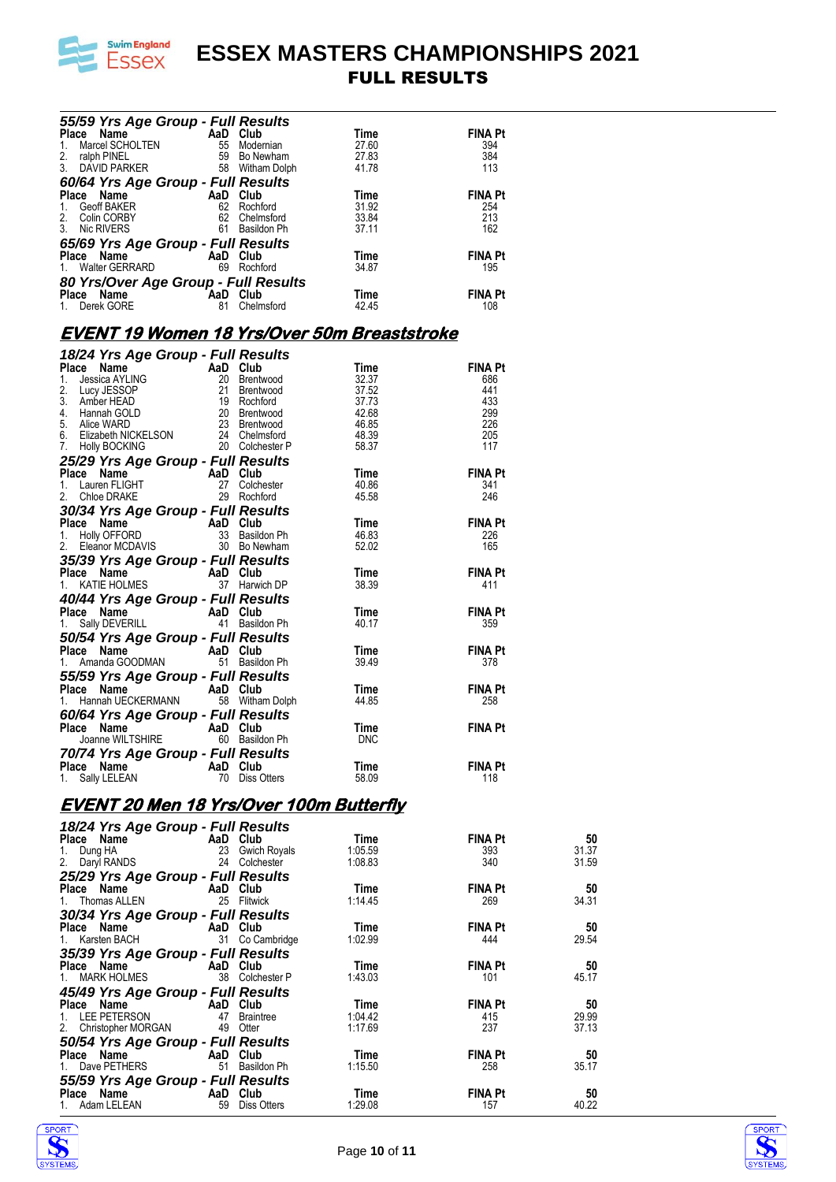#### 55/59 Yrs Age Group - Full Results

| Place | Name | AaD | Club | Time | FINA Pt |
|---|---|---|---|---|---|
| 1. | Marcel SCHOLTEN | 55 | Modernian | 27.60 | 394 |
| 2. | ralph PINEL | 59 | Bo Newham | 27.83 | 384 |
| 3. | DAVID PARKER | 58 | Witham Dolph | 41.78 | 113 |

#### 60/64 Yrs Age Group - Full Results

| Place | Name | AaD | Club | Time | FINA Pt |
|---|---|---|---|---|---|
| 1. | Geoff BAKER | 62 | Rochford | 31.92 | 254 |
| 2. | Colin CORBY | 62 | Chelmsford | 33.84 | 213 |
| 3. | Nic RIVERS | 61 | Basildon Ph | 37.11 | 162 |

#### 65/69 Yrs Age Group - Full Results

| Place | Name | AaD | Club | Time | FINA Pt |
|---|---|---|---|---|---|
| 1. | Walter GERRARD | 69 | Rochford | 34.87 | 195 |

#### 80 Yrs/Over Age Group - Full Results

| Place | Name | AaD | Club | Time | FINA Pt |
|---|---|---|---|---|---|
| 1. | Derek GORE | 81 | Chelmsford | 42.45 | 108 |

## EVENT 19 Women 18 Yrs/Over 50m Breaststroke

#### 18/24 Yrs Age Group - Full Results

| Place | Name | AaD | Club | Time | FINA Pt |
|---|---|---|---|---|---|
| 1. | Jessica AYLING | 20 | Brentwood | 32.37 | 686 |
| 2. | Lucy JESSOP | 21 | Brentwood | 37.52 | 441 |
| 3. | Amber HEAD | 19 | Rochford | 37.73 | 433 |
| 4. | Hannah GOLD | 20 | Brentwood | 42.68 | 299 |
| 5. | Alice WARD | 23 | Brentwood | 46.85 | 226 |
| 6. | Elizabeth NICKELSON | 24 | Chelmsford | 48.39 | 205 |
| 7. | Holly BOCKING | 20 | Colchester P | 58.37 | 117 |

#### 25/29 Yrs Age Group - Full Results

| Place | Name | AaD | Club | Time | FINA Pt |
|---|---|---|---|---|---|
| 1. | Lauren FLIGHT | 27 | Colchester | 40.86 | 341 |
| 2. | Chloe DRAKE | 29 | Rochford | 45.58 | 246 |

#### 30/34 Yrs Age Group - Full Results

| Place | Name | AaD | Club | Time | FINA Pt |
|---|---|---|---|---|---|
| 1. | Holly OFFORD | 33 | Basildon Ph | 46.83 | 226 |
| 2. | Eleanor MCDAVIS | 30 | Bo Newham | 52.02 | 165 |

#### 35/39 Yrs Age Group - Full Results

| Place | Name | AaD | Club | Time | FINA Pt |
|---|---|---|---|---|---|
| 1. | KATIE HOLMES | 37 | Harwich DP | 38.39 | 411 |

#### 40/44 Yrs Age Group - Full Results

| Place | Name | AaD | Club | Time | FINA Pt |
|---|---|---|---|---|---|
| 1. | Sally DEVERILL | 41 | Basildon Ph | 40.17 | 359 |

#### 50/54 Yrs Age Group - Full Results

| Place | Name | AaD | Club | Time | FINA Pt |
|---|---|---|---|---|---|
| 1. | Amanda GOODMAN | 51 | Basildon Ph | 39.49 | 378 |

#### 55/59 Yrs Age Group - Full Results

| Place | Name | AaD | Club | Time | FINA Pt |
|---|---|---|---|---|---|
| 1. | Hannah UECKERMANN | 58 | Witham Dolph | 44.85 | 258 |

#### 60/64 Yrs Age Group - Full Results

| Place | Name | AaD | Club | Time | FINA Pt |
|---|---|---|---|---|---|
| | Joanne WILTSHIRE | 60 | Basildon Ph | DNC | |

#### 70/74 Yrs Age Group - Full Results

| Place | Name | AaD | Club | Time | FINA Pt |
|---|---|---|---|---|---|
| 1. | Sally LELEAN | 70 | Diss Otters | 58.09 | 118 |

## EVENT 20 Men 18 Yrs/Over 100m Butterfly

#### 18/24 Yrs Age Group - Full Results

| Place | Name | AaD | Club | Time | FINA Pt | 50 |
|---|---|---|---|---|---|---|
| 1. | Dung HA | 23 | Gwich Royals | 1:05.59 | 393 | 31.37 |
| 2. | Daryl RANDS | 24 | Colchester | 1:08.83 | 340 | 31.59 |

#### 25/29 Yrs Age Group - Full Results

| Place | Name | AaD | Club | Time | FINA Pt | 50 |
|---|---|---|---|---|---|---|
| 1. | Thomas ALLEN | 25 | Flitwick | 1:14.45 | 269 | 34.31 |

#### 30/34 Yrs Age Group - Full Results

| Place | Name | AaD | Club | Time | FINA Pt | 50 |
|---|---|---|---|---|---|---|
| 1. | Karsten BACH | 31 | Co Cambridge | 1:02.99 | 444 | 29.54 |

#### 35/39 Yrs Age Group - Full Results

| Place | Name | AaD | Club | Time | FINA Pt | 50 |
|---|---|---|---|---|---|---|
| 1. | MARK HOLMES | 38 | Colchester P | 1:43.03 | 101 | 45.17 |

#### 45/49 Yrs Age Group - Full Results

| Place | Name | AaD | Club | Time | FINA Pt | 50 |
|---|---|---|---|---|---|---|
| 1. | LEE PETERSON | 47 | Braintree | 1:04.42 | 415 | 29.99 |
| 2. | Christopher MORGAN | 49 | Otter | 1:17.69 | 237 | 37.13 |

#### 50/54 Yrs Age Group - Full Results

| Place | Name | AaD | Club | Time | FINA Pt | 50 |
|---|---|---|---|---|---|---|
| 1. | Dave PETHERS | 51 | Basildon Ph | 1:15.50 | 258 | 35.17 |

#### 55/59 Yrs Age Group - Full Results

| Place | Name | AaD | Club | Time | FINA Pt | 50 |
|---|---|---|---|---|---|---|
| 1. | Adam LELEAN | 59 | Diss Otters | 1:29.08 | 157 | 40.22 |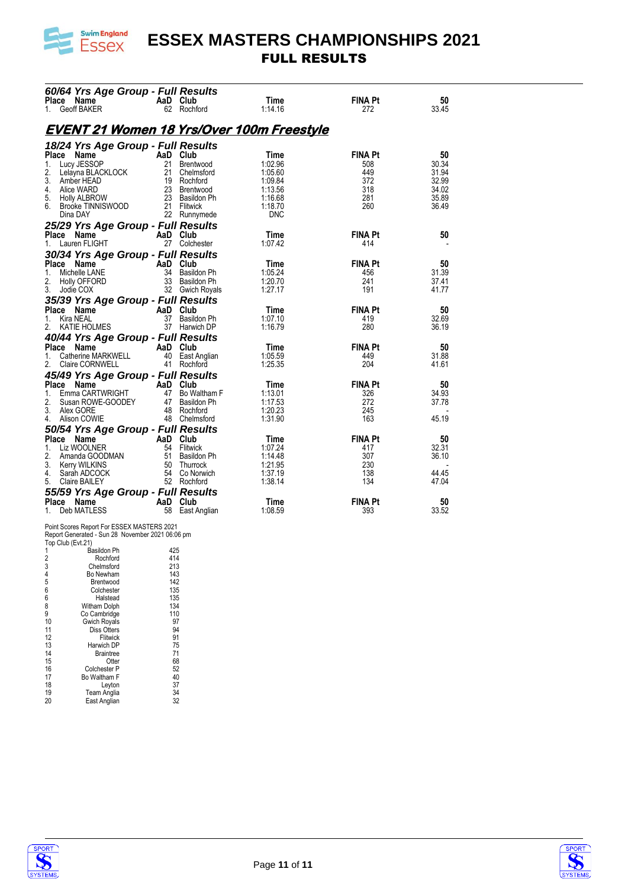# ESSEX MASTERS CHAMPIONSHIPS 2021

## FULL RESULTS

### 60/64 Yrs Age Group - Full Results

| Place | Name | AaD | Club | Time | FINA Pt | 50 |
|---|---|---|---|---|---|---|
| 1. | Geoff BAKER | 62 | Rochford | 1:14.16 | 272 | 33.45 |

## EVENT 21 Women 18 Yrs/Over 100m Freestyle

### 18/24 Yrs Age Group - Full Results

| Place | Name | AaD | Club | Time | FINA Pt | 50 |
|---|---|---|---|---|---|---|
| 1. | Lucy JESSOP | 21 | Brentwood | 1:02.96 | 508 | 30.34 |
| 2. | Lelayna BLACKLOCK | 21 | Chelmsford | 1:05.60 | 449 | 31.94 |
| 3. | Amber HEAD | 19 | Rochford | 1:09.84 | 372 | 32.99 |
| 4. | Alice WARD | 23 | Brentwood | 1:13.56 | 318 | 34.02 |
| 5. | Holly ALBROW | 23 | Basildon Ph | 1:16.68 | 281 | 35.89 |
| 6. | Brooke TINNISWOOD | 21 | Flitwick | 1:18.70 | 260 | 36.49 |
| | Dina DAY | 22 | Runnymede | DNC | | |

### 25/29 Yrs Age Group - Full Results

| Place | Name | AaD | Club | Time | FINA Pt | 50 |
|---|---|---|---|---|---|---|
| 1. | Lauren FLIGHT | 27 | Colchester | 1:07.42 | 414 | - |

### 30/34 Yrs Age Group - Full Results

| Place | Name | AaD | Club | Time | FINA Pt | 50 |
|---|---|---|---|---|---|---|
| 1. | Michelle LANE | 34 | Basildon Ph | 1:05.24 | 456 | 31.39 |
| 2. | Holly OFFORD | 33 | Basildon Ph | 1:20.70 | 241 | 37.41 |
| 3. | Jodie COX | 32 | Gwich Royals | 1:27.17 | 191 | 41.77 |

### 35/39 Yrs Age Group - Full Results

| Place | Name | AaD | Club | Time | FINA Pt | 50 |
|---|---|---|---|---|---|---|
| 1. | Kira NEAL | 37 | Basildon Ph | 1:07.10 | 419 | 32.69 |
| 2. | KATIE HOLMES | 37 | Harwich DP | 1:16.79 | 280 | 36.19 |

### 40/44 Yrs Age Group - Full Results

| Place | Name | AaD | Club | Time | FINA Pt | 50 |
|---|---|---|---|---|---|---|
| 1. | Catherine MARKWELL | 40 | East Anglian | 1:05.59 | 449 | 31.88 |
| 2. | Claire CORNWELL | 41 | Rochford | 1:25.35 | 204 | 41.61 |

### 45/49 Yrs Age Group - Full Results

| Place | Name | AaD | Club | Time | FINA Pt | 50 |
|---|---|---|---|---|---|---|
| 1. | Emma CARTWRIGHT | 47 | Bo Waltham F | 1:13.01 | 326 | 34.93 |
| 2. | Susan ROWE-GOODEY | 47 | Basildon Ph | 1:17.53 | 272 | 37.78 |
| 3. | Alex GORE | 48 | Rochford | 1:20.23 | 245 | - |
| 4. | Alison COWIE | 48 | Chelmsford | 1:31.90 | 163 | 45.19 |

### 50/54 Yrs Age Group - Full Results

| Place | Name | AaD | Club | Time | FINA Pt | 50 |
|---|---|---|---|---|---|---|
| 1. | Liz WOOLNER | 54 | Flitwick | 1:07.24 | 417 | 32.31 |
| 2. | Amanda GOODMAN | 51 | Basildon Ph | 1:14.48 | 307 | 36.10 |
| 3. | Kerry WILKINS | 50 | Thurrock | 1:21.95 | 230 | - |
| 4. | Sarah ADCOCK | 54 | Co Norwich | 1:37.19 | 138 | 44.45 |
| 5. | Claire BAILEY | 52 | Rochford | 1:38.14 | 134 | 47.04 |

### 55/59 Yrs Age Group - Full Results

| Place | Name | AaD | Club | Time | FINA Pt | 50 |
|---|---|---|---|---|---|---|
| 1. | Deb MATLESS | 58 | East Anglian | 1:08.59 | 393 | 33.52 |

Point Scores Report For ESSEX MASTERS 2021
Report Generated - Sun 28 November 2021 06:06 pm
Top Club (Evt.21)

| | | |
|---|---|---|
| 1 | Basildon Ph | 425 |
| 2 | Rochford | 414 |
| 3 | Chelmsford | 213 |
| 4 | Bo Newham | 143 |
| 5 | Brentwood | 142 |
| 6 | Colchester | 135 |
| 6 | Halstead | 135 |
| 8 | Witham Dolph | 134 |
| 9 | Co Cambridge | 110 |
| 10 | Gwich Royals | 97 |
| 11 | Diss Otters | 94 |
| 12 | Flitwick | 91 |
| 13 | Harwich DP | 75 |
| 14 | Braintree | 71 |
| 15 | Otter | 68 |
| 16 | Colchester P | 52 |
| 17 | Bo Waltham F | 40 |
| 18 | Leyton | 37 |
| 19 | Team Anglia | 34 |
| 20 | East Anglian | 32 |